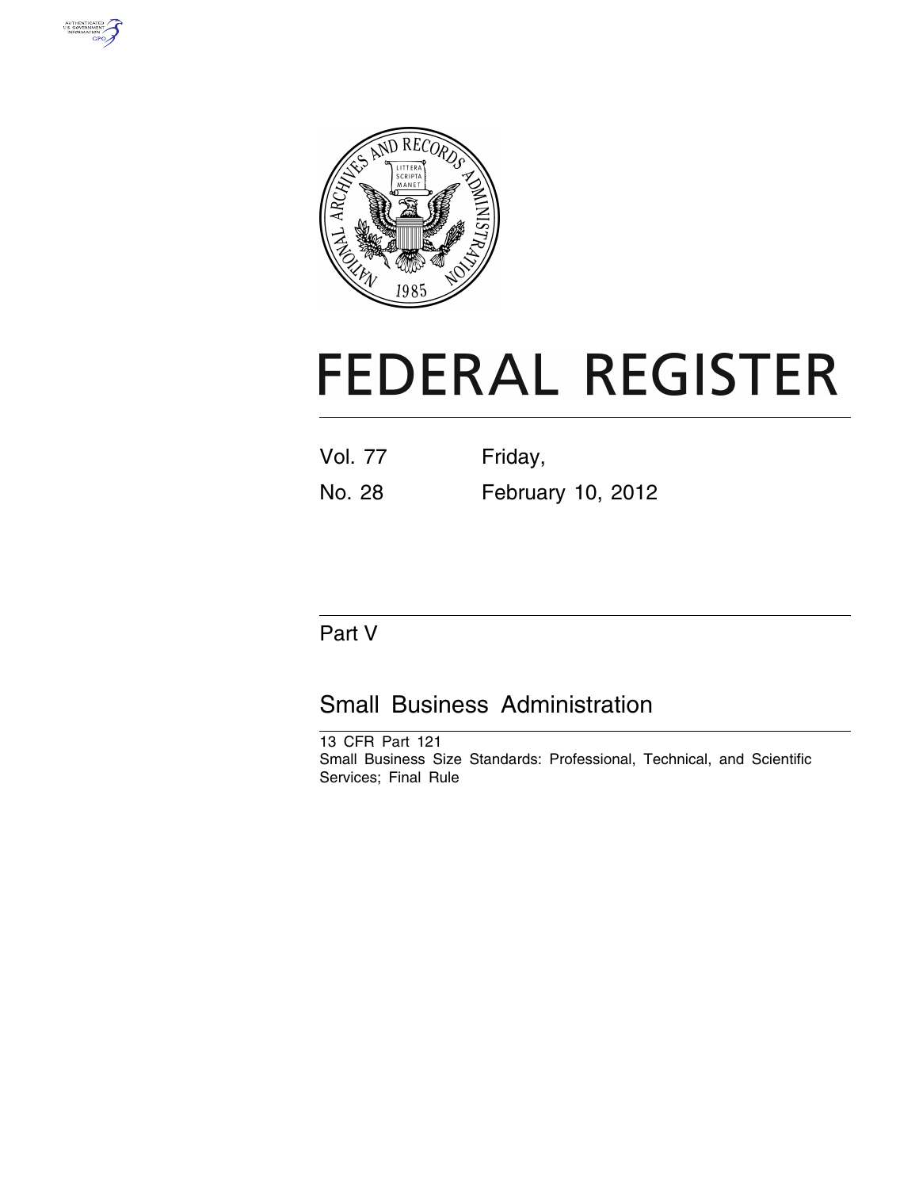# FEDERAL REGISTER

Vol. 77 Friday,

No. 28 February 10, 2012

## Part V

## Small Business Administration

13 CFR Part 121

Small Business Size Standards: Professional, Technical, and Scientific Services; Final Rule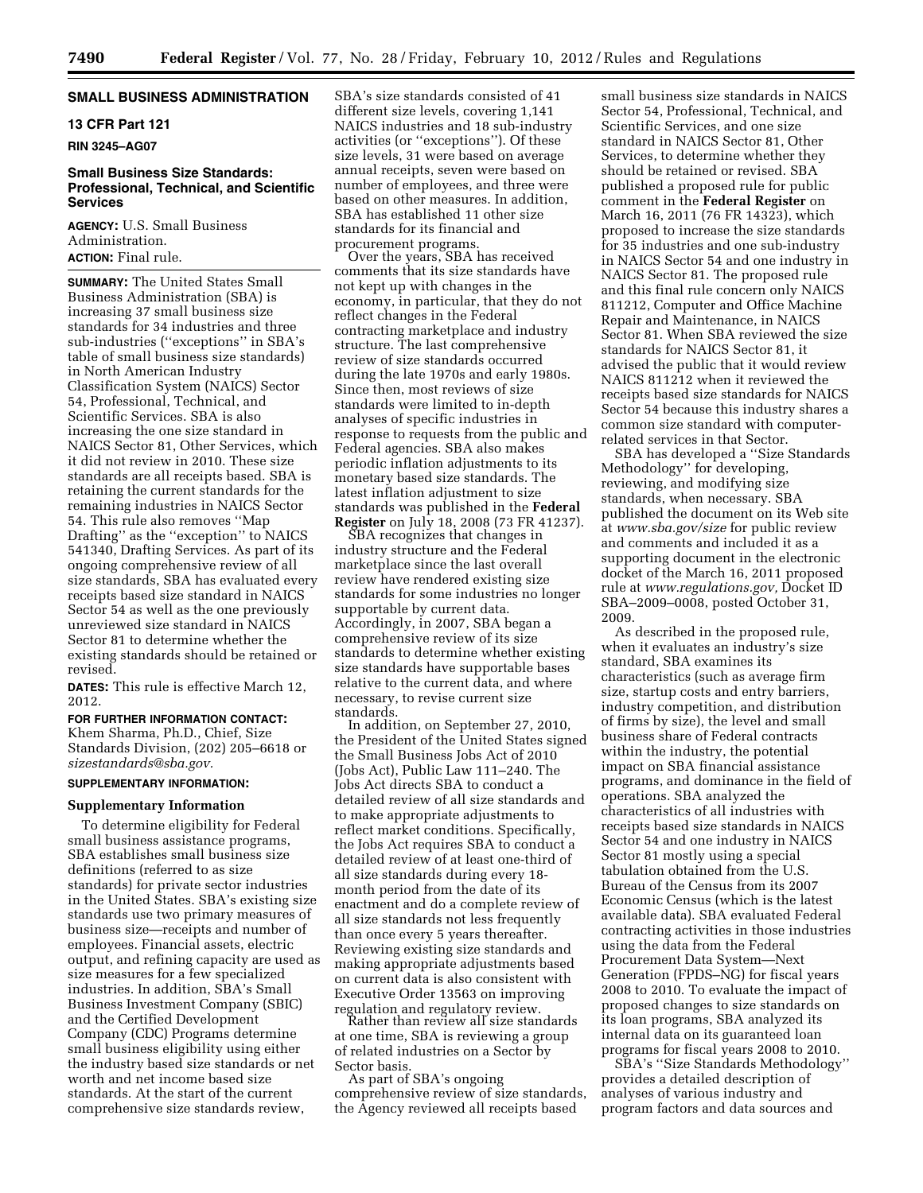## SMALL BUSINESS ADMINISTRATION

### 13 CFR Part 121

**RIN 3245–AG07**

### Small Business Size Standards: Professional, Technical, and Scientific Services

**AGENCY:** U.S. Small Business Administration.

**ACTION:** Final rule.

**SUMMARY:** The United States Small Business Administration (SBA) is increasing 37 small business size standards for 34 industries and three sub-industries (''exceptions'' in SBA's table of small business size standards) in North American Industry Classification System (NAICS) Sector 54, Professional, Technical, and Scientific Services. SBA is also increasing the one size standard in NAICS Sector 81, Other Services, which it did not review in 2010. These size standards are all receipts based. SBA is retaining the current standards for the remaining industries in NAICS Sector 54. This rule also removes ''Map Drafting'' as the ''exception'' to NAICS 541340, Drafting Services. As part of its ongoing comprehensive review of all size standards, SBA has evaluated every receipts based size standard in NAICS Sector 54 as well as the one previously unreviewed size standard in NAICS Sector 81 to determine whether the existing standards should be retained or revised.

**DATES:** This rule is effective March 12, 2012.

**FOR FURTHER INFORMATION CONTACT:** Khem Sharma, Ph.D., Chief, Size Standards Division, (202) 205–6618 or *sizestandards@sba.gov*.

**SUPPLEMENTARY INFORMATION:**

#### Supplementary Information

To determine eligibility for Federal small business assistance programs, SBA establishes small business size definitions (referred to as size standards) for private sector industries in the United States. SBA's existing size standards use two primary measures of business size—receipts and number of employees. Financial assets, electric output, and refining capacity are used as size measures for a few specialized industries. In addition, SBA's Small Business Investment Company (SBIC) and the Certified Development Company (CDC) Programs determine small business eligibility using either the industry based size standards or net worth and net income based size standards. At the start of the current comprehensive size standards review, SBA's size standards consisted of 41 different size levels, covering 1,141 NAICS industries and 18 sub-industry activities (or ''exceptions''). Of these size levels, 31 were based on average annual receipts, seven were based on number of employees, and three were based on other measures. In addition, SBA has established 11 other size standards for its financial and procurement programs.

Over the years, SBA has received comments that its size standards have not kept up with changes in the economy, in particular, that they do not reflect changes in the Federal contracting marketplace and industry structure. The last comprehensive review of size standards occurred during the late 1970s and early 1980s. Since then, most reviews of size standards were limited to in-depth analyses of specific industries in response to requests from the public and Federal agencies. SBA also makes periodic inflation adjustments to its monetary based size standards. The latest inflation adjustment to size standards was published in the **Federal Register** on July 18, 2008 (73 FR 41237).

SBA recognizes that changes in industry structure and the Federal marketplace since the last overall review have rendered existing size standards for some industries no longer supportable by current data. Accordingly, in 2007, SBA began a comprehensive review of its size standards to determine whether existing size standards have supportable bases relative to the current data, and where necessary, to revise current size standards.

In addition, on September 27, 2010, the President of the United States signed the Small Business Jobs Act of 2010 (Jobs Act), Public Law 111–240. The Jobs Act directs SBA to conduct a detailed review of all size standards and to make appropriate adjustments to reflect market conditions. Specifically, the Jobs Act requires SBA to conduct a detailed review of at least one-third of all size standards during every 18-month period from the date of its enactment and do a complete review of all size standards not less frequently than once every 5 years thereafter. Reviewing existing size standards and making appropriate adjustments based on current data is also consistent with Executive Order 13563 on improving regulation and regulatory review.

Rather than review all size standards at one time, SBA is reviewing a group of related industries on a Sector by Sector basis.

As part of SBA's ongoing comprehensive review of size standards, the Agency reviewed all receipts based small business size standards in NAICS Sector 54, Professional, Technical, and Scientific Services, and one size standard in NAICS Sector 81, Other Services, to determine whether they should be retained or revised. SBA published a proposed rule for public comment in the **Federal Register** on March 16, 2011 (76 FR 14323), which proposed to increase the size standards for 35 industries and one sub-industry in NAICS Sector 54 and one industry in NAICS Sector 81. The proposed rule and this final rule concern only NAICS 811212, Computer and Office Machine Repair and Maintenance, in NAICS Sector 81. When SBA reviewed the size standards for NAICS Sector 81, it advised the public that it would review NAICS 811212 when it reviewed the receipts based size standards for NAICS Sector 54 because this industry shares a common size standard with computer-related services in that Sector.

SBA has developed a ''Size Standards Methodology'' for developing, reviewing, and modifying size standards, when necessary. SBA published the document on its Web site at *www.sba.gov/size* for public review and comments and included it as a supporting document in the electronic docket of the March 16, 2011 proposed rule at *www.regulations.gov,* Docket ID SBA–2009–0008, posted October 31, 2009.

As described in the proposed rule, when it evaluates an industry's size standard, SBA examines its characteristics (such as average firm size, startup costs and entry barriers, industry competition, and distribution of firms by size), the level and small business share of Federal contracts within the industry, the potential impact on SBA financial assistance programs, and dominance in the field of operations. SBA analyzed the characteristics of all industries with receipts based size standards in NAICS Sector 54 and one industry in NAICS Sector 81 mostly using a special tabulation obtained from the U.S. Bureau of the Census from its 2007 Economic Census (which is the latest available data). SBA evaluated Federal contracting activities in those industries using the data from the Federal Procurement Data System—Next Generation (FPDS–NG) for fiscal years 2008 to 2010. To evaluate the impact of proposed changes to size standards on its loan programs, SBA analyzed its internal data on its guaranteed loan programs for fiscal years 2008 to 2010.

SBA's ''Size Standards Methodology'' provides a detailed description of analyses of various industry and program factors and data sources and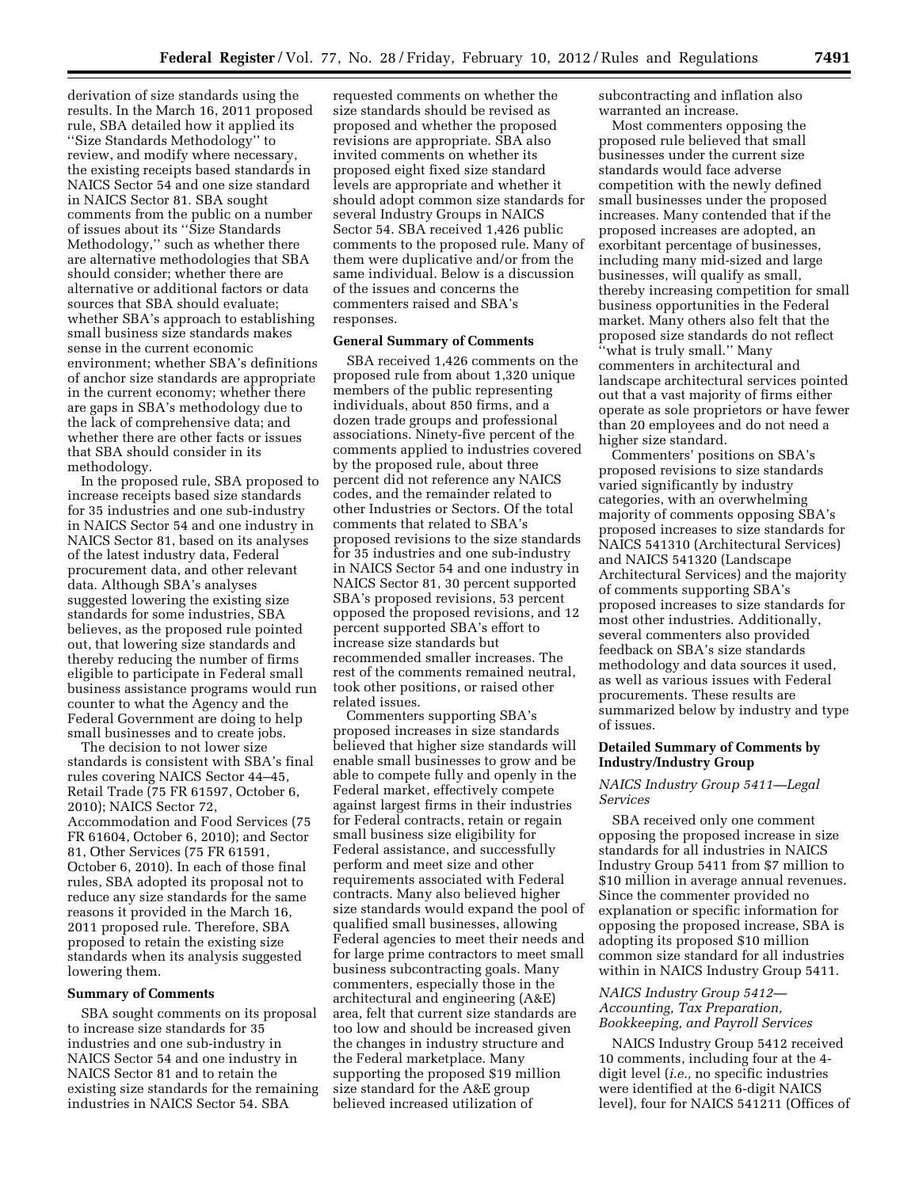derivation of size standards using the results. In the March 16, 2011 proposed rule, SBA detailed how it applied its ''Size Standards Methodology'' to review, and modify where necessary, the existing receipts based standards in NAICS Sector 54 and one size standard in NAICS Sector 81. SBA sought comments from the public on a number of issues about its ''Size Standards Methodology,'' such as whether there are alternative methodologies that SBA should consider; whether there are alternative or additional factors or data sources that SBA should evaluate; whether SBA's approach to establishing small business size standards makes sense in the current economic environment; whether SBA's definitions of anchor size standards are appropriate in the current economy; whether there are gaps in SBA's methodology due to the lack of comprehensive data; and whether there are other facts or issues that SBA should consider in its methodology.

In the proposed rule, SBA proposed to increase receipts based size standards for 35 industries and one sub-industry in NAICS Sector 54 and one industry in NAICS Sector 81, based on its analyses of the latest industry data, Federal procurement data, and other relevant data. Although SBA's analyses suggested lowering the existing size standards for some industries, SBA believes, as the proposed rule pointed out, that lowering size standards and thereby reducing the number of firms eligible to participate in Federal small business assistance programs would run counter to what the Agency and the Federal Government are doing to help small businesses and to create jobs.

The decision to not lower size standards is consistent with SBA's final rules covering NAICS Sector 44–45, Retail Trade (75 FR 61597, October 6, 2010); NAICS Sector 72, Accommodation and Food Services (75 FR 61604, October 6, 2010); and Sector 81, Other Services (75 FR 61591, October 6, 2010). In each of those final rules, SBA adopted its proposal not to reduce any size standards for the same reasons it provided in the March 16, 2011 proposed rule. Therefore, SBA proposed to retain the existing size standards when its analysis suggested lowering them.

**Summary of Comments**

SBA sought comments on its proposal to increase size standards for 35 industries and one sub-industry in NAICS Sector 54 and one industry in NAICS Sector 81 and to retain the existing size standards for the remaining industries in NAICS Sector 54. SBA requested comments on whether the size standards should be revised as proposed and whether the proposed revisions are appropriate. SBA also invited comments on whether its proposed eight fixed size standard levels are appropriate and whether it should adopt common size standards for several Industry Groups in NAICS Sector 54. SBA received 1,426 public comments to the proposed rule. Many of them were duplicative and/or from the same individual. Below is a discussion of the issues and concerns the commenters raised and SBA's responses.

**General Summary of Comments**

SBA received 1,426 comments on the proposed rule from about 1,320 unique members of the public representing individuals, about 850 firms, and a dozen trade groups and professional associations. Ninety-five percent of the comments applied to industries covered by the proposed rule, about three percent did not reference any NAICS codes, and the remainder related to other Industries or Sectors. Of the total comments that related to SBA's proposed revisions to the size standards for 35 industries and one sub-industry in NAICS Sector 54 and one industry in NAICS Sector 81, 30 percent supported SBA's proposed revisions, 53 percent opposed the proposed revisions, and 12 percent supported SBA's effort to increase size standards but recommended smaller increases. The rest of the comments remained neutral, took other positions, or raised other related issues.

Commenters supporting SBA's proposed increases in size standards believed that higher size standards will enable small businesses to grow and be able to compete fully and openly in the Federal market, effectively compete against largest firms in their industries for Federal contracts, retain or regain small business size eligibility for Federal assistance, and successfully perform and meet size and other requirements associated with Federal contracts. Many also believed higher size standards would expand the pool of qualified small businesses, allowing Federal agencies to meet their needs and for large prime contractors to meet small business subcontracting goals. Many commenters, especially those in the architectural and engineering (A&E) area, felt that current size standards are too low and should be increased given the changes in industry structure and the Federal marketplace. Many supporting the proposed $19 million size standard for the A&E group believed increased utilization of subcontracting and inflation also warranted an increase.

Most commenters opposing the proposed rule believed that small businesses under the current size standards would face adverse competition with the newly defined small businesses under the proposed increases. Many contended that if the proposed increases are adopted, an exorbitant percentage of businesses, including many mid-sized and large businesses, will qualify as small, thereby increasing competition for small business opportunities in the Federal market. Many others also felt that the proposed size standards do not reflect ''what is truly small.'' Many commenters in architectural and landscape architectural services pointed out that a vast majority of firms either operate as sole proprietors or have fewer than 20 employees and do not need a higher size standard.

Commenters' positions on SBA's proposed revisions to size standards varied significantly by industry categories, with an overwhelming majority of comments opposing SBA's proposed increases to size standards for NAICS 541310 (Architectural Services) and NAICS 541320 (Landscape Architectural Services) and the majority of comments supporting SBA's proposed increases to size standards for most other industries. Additionally, several commenters also provided feedback on SBA's size standards methodology and data sources it used, as well as various issues with Federal procurements. These results are summarized below by industry and type of issues.

**Detailed Summary of Comments by Industry/Industry Group**

*NAICS Industry Group 5411—Legal Services*

SBA received only one comment opposing the proposed increase in size standards for all industries in NAICS Industry Group 5411 from $7 million to $10 million in average annual revenues. Since the commenter provided no explanation or specific information for opposing the proposed increase, SBA is adopting its proposed $10 million common size standard for all industries within in NAICS Industry Group 5411.

*NAICS Industry Group 5412—Accounting, Tax Preparation, Bookkeeping, and Payroll Services*

NAICS Industry Group 5412 received 10 comments, including four at the 4-digit level (*i.e.,* no specific industries were identified at the 6-digit NAICS level), four for NAICS 541211 (Offices of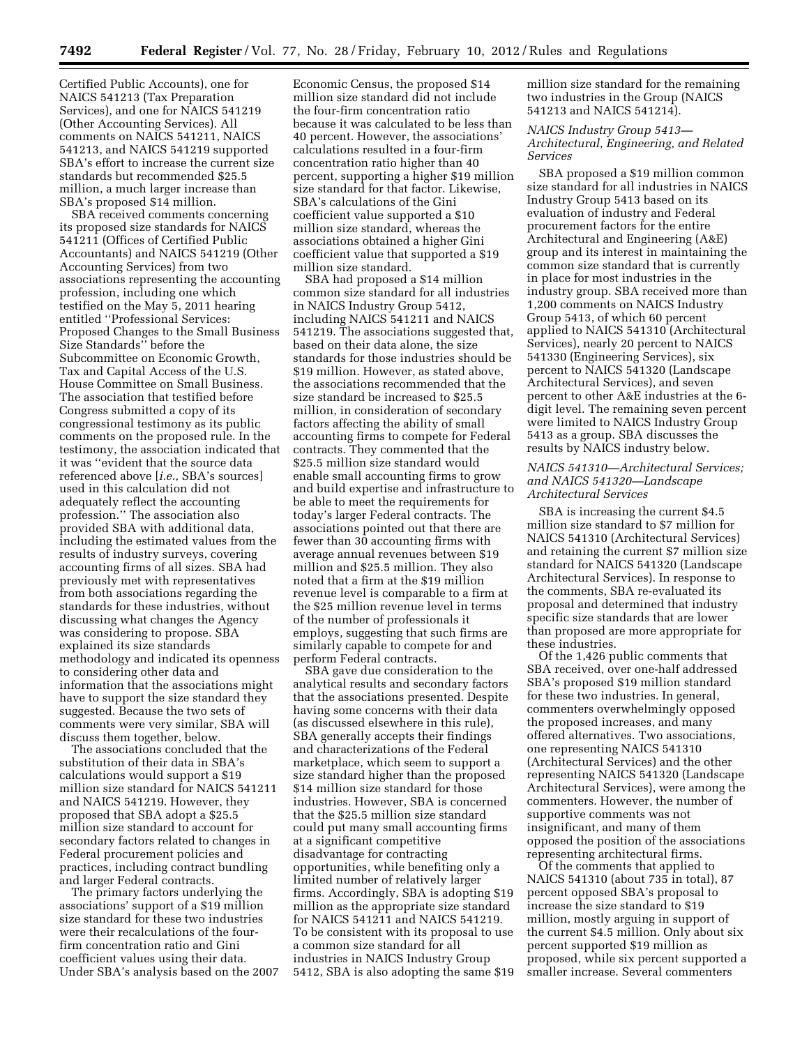Certified Public Accounts), one for NAICS 541213 (Tax Preparation Services), and one for NAICS 541219 (Other Accounting Services). All comments on NAICS 541211, NAICS 541213, and NAICS 541219 supported SBA's effort to increase the current size standards but recommended $25.5 million, a much larger increase than SBA's proposed $14 million.

SBA received comments concerning its proposed size standards for NAICS 541211 (Offices of Certified Public Accountants) and NAICS 541219 (Other Accounting Services) from two associations representing the accounting profession, including one which testified on the May 5, 2011 hearing entitled ''Professional Services: Proposed Changes to the Small Business Size Standards'' before the Subcommittee on Economic Growth, Tax and Capital Access of the U.S. House Committee on Small Business. The association that testified before Congress submitted a copy of its congressional testimony as its public comments on the proposed rule. In the testimony, the association indicated that it was ''evident that the source data referenced above [*i.e.,* SBA's sources] used in this calculation did not adequately reflect the accounting profession.'' The association also provided SBA with additional data, including the estimated values from the results of industry surveys, covering accounting firms of all sizes. SBA had previously met with representatives from both associations regarding the standards for these industries, without discussing what changes the Agency was considering to propose. SBA explained its size standards methodology and indicated its openness to considering other data and information that the associations might have to support the size standard they suggested. Because the two sets of comments were very similar, SBA will discuss them together, below.

The associations concluded that the substitution of their data in SBA's calculations would support a $19 million size standard for NAICS 541211 and NAICS 541219. However, they proposed that SBA adopt a $25.5 million size standard to account for secondary factors related to changes in Federal procurement policies and practices, including contract bundling and larger Federal contracts.

The primary factors underlying the associations' support of a $19 million size standard for these two industries were their recalculations of the four-firm concentration ratio and Gini coefficient values using their data. Under SBA's analysis based on the 2007 Economic Census, the proposed $14 million size standard did not include the four-firm concentration ratio because it was calculated to be less than 40 percent. However, the associations' calculations resulted in a four-firm concentration ratio higher than 40 percent, supporting a higher $19 million size standard for that factor. Likewise, SBA's calculations of the Gini coefficient value supported a $10 million size standard, whereas the associations obtained a higher Gini coefficient value that supported a $19 million size standard.

SBA had proposed a $14 million common size standard for all industries in NAICS Industry Group 5412, including NAICS 541211 and NAICS 541219. The associations suggested that, based on their data alone, the size standards for those industries should be $19 million. However, as stated above, the associations recommended that the size standard be increased to $25.5 million, in consideration of secondary factors affecting the ability of small accounting firms to compete for Federal contracts. They commented that the $25.5 million size standard would enable small accounting firms to grow and build expertise and infrastructure to be able to meet the requirements for today's larger Federal contracts. The associations pointed out that there are fewer than 30 accounting firms with average annual revenues between $19 million and $25.5 million. They also noted that a firm at the $19 million revenue level is comparable to a firm at the $25 million revenue level in terms of the number of professionals it employs, suggesting that such firms are similarly capable to compete for and perform Federal contracts.

SBA gave due consideration to the analytical results and secondary factors that the associations presented. Despite having some concerns with their data (as discussed elsewhere in this rule), SBA generally accepts their findings and characterizations of the Federal marketplace, which seem to support a size standard higher than the proposed $14 million size standard for those industries. However, SBA is concerned that the $25.5 million size standard could put many small accounting firms at a significant competitive disadvantage for contracting opportunities, while benefiting only a limited number of relatively larger firms. Accordingly, SBA is adopting $19 million as the appropriate size standard for NAICS 541211 and NAICS 541219. To be consistent with its proposal to use a common size standard for all industries in NAICS Industry Group 5412, SBA is also adopting the same $19 million size standard for the remaining two industries in the Group (NAICS 541213 and NAICS 541214).

*NAICS Industry Group 5413—Architectural, Engineering, and Related Services*

SBA proposed a $19 million common size standard for all industries in NAICS Industry Group 5413 based on its evaluation of industry and Federal procurement factors for the entire Architectural and Engineering (A&E) group and its interest in maintaining the common size standard that is currently in place for most industries in the industry group. SBA received more than 1,200 comments on NAICS Industry Group 5413, of which 60 percent applied to NAICS 541310 (Architectural Services), nearly 20 percent to NAICS 541330 (Engineering Services), six percent to NAICS 541320 (Landscape Architectural Services), and seven percent to other A&E industries at the 6-digit level. The remaining seven percent were limited to NAICS Industry Group 5413 as a group. SBA discusses the results by NAICS industry below.

*NAICS 541310—Architectural Services; and NAICS 541320—Landscape Architectural Services*

SBA is increasing the current $4.5 million size standard to $7 million for NAICS 541310 (Architectural Services) and retaining the current $7 million size standard for NAICS 541320 (Landscape Architectural Services). In response to the comments, SBA re-evaluated its proposal and determined that industry specific size standards that are lower than proposed are more appropriate for these industries.

Of the 1,426 public comments that SBA received, over one-half addressed SBA's proposed $19 million standard for these two industries. In general, commenters overwhelmingly opposed the proposed increases, and many offered alternatives. Two associations, one representing NAICS 541310 (Architectural Services) and the other representing NAICS 541320 (Landscape Architectural Services), were among the commenters. However, the number of supportive comments was not insignificant, and many of them opposed the position of the associations representing architectural firms.

Of the comments that applied to NAICS 541310 (about 735 in total), 87 percent opposed SBA's proposal to increase the size standard to $19 million, mostly arguing in support of the current $4.5 million. Only about six percent supported $19 million as proposed, while six percent supported a smaller increase. Several commenters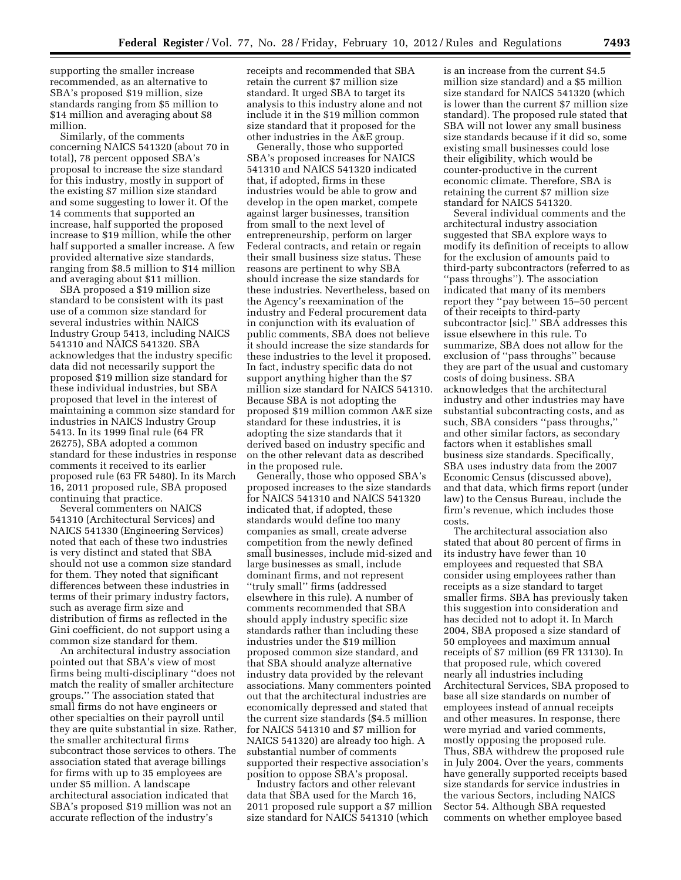supporting the smaller increase recommended, as an alternative to SBA's proposed $19 million, size standards ranging from $5 million to $14 million and averaging about $8 million.

Similarly, of the comments concerning NAICS 541320 (about 70 in total), 78 percent opposed SBA's proposal to increase the size standard for this industry, mostly in support of the existing $7 million size standard and some suggesting to lower it. Of the 14 comments that supported an increase, half supported the proposed increase to $19 million, while the other half supported a smaller increase. A few provided alternative size standards, ranging from $8.5 million to $14 million and averaging about $11 million.

SBA proposed a $19 million size standard to be consistent with its past use of a common size standard for several industries within NAICS Industry Group 5413, including NAICS 541310 and NAICS 541320. SBA acknowledges that the industry specific data did not necessarily support the proposed $19 million size standard for these individual industries, but SBA proposed that level in the interest of maintaining a common size standard for industries in NAICS Industry Group 5413. In its 1999 final rule (64 FR 26275), SBA adopted a common standard for these industries in response comments it received to its earlier proposed rule (63 FR 5480). In its March 16, 2011 proposed rule, SBA proposed continuing that practice.

Several commenters on NAICS 541310 (Architectural Services) and NAICS 541330 (Engineering Services) noted that each of these two industries is very distinct and stated that SBA should not use a common size standard for them. They noted that significant differences between these industries in terms of their primary industry factors, such as average firm size and distribution of firms as reflected in the Gini coefficient, do not support using a common size standard for them.

An architectural industry association pointed out that SBA's view of most firms being multi-disciplinary ''does not match the reality of smaller architecture groups.'' The association stated that small firms do not have engineers or other specialties on their payroll until they are quite substantial in size. Rather, the smaller architectural firms subcontract those services to others. The association stated that average billings for firms with up to 35 employees are under $5 million. A landscape architectural association indicated that SBA's proposed $19 million was not an accurate reflection of the industry's receipts and recommended that SBA retain the current $7 million size standard. It urged SBA to target its analysis to this industry alone and not include it in the $19 million common size standard that it proposed for the other industries in the A&E group.

Generally, those who supported SBA's proposed increases for NAICS 541310 and NAICS 541320 indicated that, if adopted, firms in these industries would be able to grow and develop in the open market, compete against larger businesses, transition from small to the next level of entrepreneurship, perform on larger Federal contracts, and retain or regain their small business size status. These reasons are pertinent to why SBA should increase the size standards for these industries. Nevertheless, based on the Agency's reexamination of the industry and Federal procurement data in conjunction with its evaluation of public comments, SBA does not believe it should increase the size standards for these industries to the level it proposed. In fact, industry specific data do not support anything higher than the $7 million size standard for NAICS 541310. Because SBA is not adopting the proposed $19 million common A&E size standard for these industries, it is adopting the size standards that it derived based on industry specific and on the other relevant data as described in the proposed rule.

Generally, those who opposed SBA's proposed increases to the size standards for NAICS 541310 and NAICS 541320 indicated that, if adopted, these standards would define too many companies as small, create adverse competition from the newly defined small businesses, include mid-sized and large businesses as small, include dominant firms, and not represent ''truly small'' firms (addressed elsewhere in this rule). A number of comments recommended that SBA should apply industry specific size standards rather than including these industries under the $19 million proposed common size standard, and that SBA should analyze alternative industry data provided by the relevant associations. Many commenters pointed out that the architectural industries are economically depressed and stated that the current size standards ($4.5 million for NAICS 541310 and $7 million for NAICS 541320) are already too high. A substantial number of comments supported their respective association's position to oppose SBA's proposal.

Industry factors and other relevant data that SBA used for the March 16, 2011 proposed rule support a $7 million size standard for NAICS 541310 (which is an increase from the current $4.5 million size standard) and a $5 million size standard for NAICS 541320 (which is lower than the current $7 million size standard). The proposed rule stated that SBA will not lower any small business size standards because if it did so, some existing small businesses could lose their eligibility, which would be counter-productive in the current economic climate. Therefore, SBA is retaining the current $7 million size standard for NAICS 541320.

Several individual comments and the architectural industry association suggested that SBA explore ways to modify its definition of receipts to allow for the exclusion of amounts paid to third-party subcontractors (referred to as ''pass throughs''). The association indicated that many of its members report they ''pay between 15–50 percent of their receipts to third-party subcontractor [sic].'' SBA addresses this issue elsewhere in this rule. To summarize, SBA does not allow for the exclusion of ''pass throughs'' because they are part of the usual and customary costs of doing business. SBA acknowledges that the architectural industry and other industries may have substantial subcontracting costs, and as such, SBA considers ''pass throughs,'' and other similar factors, as secondary factors when it establishes small business size standards. Specifically, SBA uses industry data from the 2007 Economic Census (discussed above), and that data, which firms report (under law) to the Census Bureau, include the firm's revenue, which includes those costs.

The architectural association also stated that about 80 percent of firms in its industry have fewer than 10 employees and requested that SBA consider using employees rather than receipts as a size standard to target smaller firms. SBA has previously taken this suggestion into consideration and has decided not to adopt it. In March 2004, SBA proposed a size standard of 50 employees and maximum annual receipts of $7 million (69 FR 13130). In that proposed rule, which covered nearly all industries including Architectural Services, SBA proposed to base all size standards on number of employees instead of annual receipts and other measures. In response, there were myriad and varied comments, mostly opposing the proposed rule. Thus, SBA withdrew the proposed rule in July 2004. Over the years, comments have generally supported receipts based size standards for service industries in the various Sectors, including NAICS Sector 54. Although SBA requested comments on whether employee based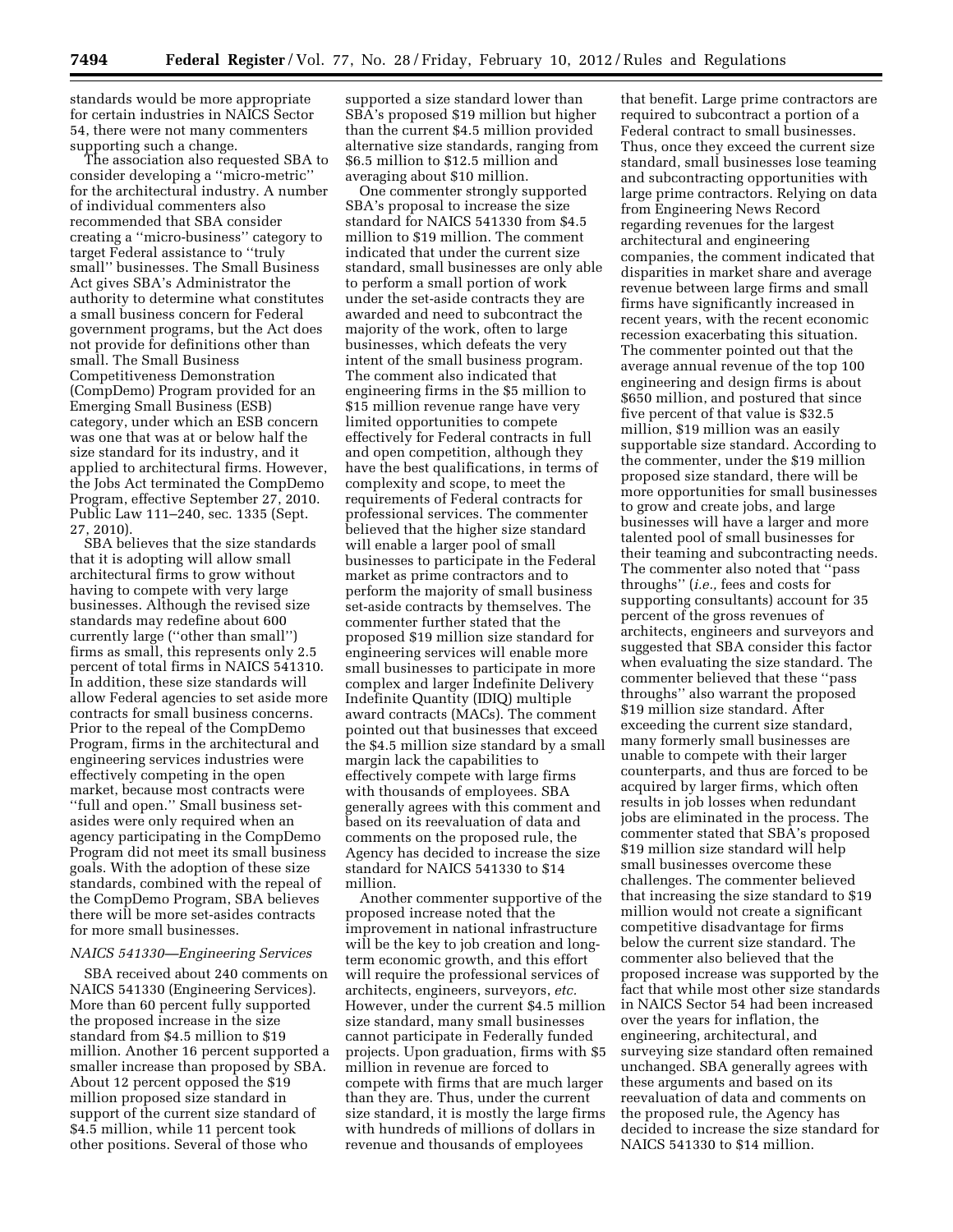standards would be more appropriate for certain industries in NAICS Sector 54, there were not many commenters supporting such a change.

The association also requested SBA to consider developing a ''micro-metric'' for the architectural industry. A number of individual commenters also recommended that SBA consider creating a ''micro-business'' category to target Federal assistance to ''truly small'' businesses. The Small Business Act gives SBA's Administrator the authority to determine what constitutes a small business concern for Federal government programs, but the Act does not provide for definitions other than small. The Small Business Competitiveness Demonstration (CompDemo) Program provided for an Emerging Small Business (ESB) category, under which an ESB concern was one that was at or below half the size standard for its industry, and it applied to architectural firms. However, the Jobs Act terminated the CompDemo Program, effective September 27, 2010. Public Law 111–240, sec. 1335 (Sept. 27, 2010).

SBA believes that the size standards that it is adopting will allow small architectural firms to grow without having to compete with very large businesses. Although the revised size standards may redefine about 600 currently large (''other than small'') firms as small, this represents only 2.5 percent of total firms in NAICS 541310. In addition, these size standards will allow Federal agencies to set aside more contracts for small business concerns. Prior to the repeal of the CompDemo Program, firms in the architectural and engineering services industries were effectively competing in the open market, because most contracts were ''full and open.'' Small business set-asides were only required when an agency participating in the CompDemo Program did not meet its small business goals. With the adoption of these size standards, combined with the repeal of the CompDemo Program, SBA believes there will be more set-asides contracts for more small businesses.

### *NAICS 541330—Engineering Services*

SBA received about 240 comments on NAICS 541330 (Engineering Services). More than 60 percent fully supported the proposed increase in the size standard from $4.5 million to $19 million. Another 16 percent supported a smaller increase than proposed by SBA. About 12 percent opposed the $19 million proposed size standard in support of the current size standard of $4.5 million, while 11 percent took other positions. Several of those who supported a size standard lower than SBA's proposed $19 million but higher than the current $4.5 million provided alternative size standards, ranging from $6.5 million to $12.5 million and averaging about $10 million.

One commenter strongly supported SBA's proposal to increase the size standard for NAICS 541330 from $4.5 million to $19 million. The comment indicated that under the current size standard, small businesses are only able to perform a small portion of work under the set-aside contracts they are awarded and need to subcontract the majority of the work, often to large businesses, which defeats the very intent of the small business program. The comment also indicated that engineering firms in the $5 million to $15 million revenue range have very limited opportunities to compete effectively for Federal contracts in full and open competition, although they have the best qualifications, in terms of complexity and scope, to meet the requirements of Federal contracts for professional services. The commenter believed that the higher size standard will enable a larger pool of small businesses to participate in the Federal market as prime contractors and to perform the majority of small business set-aside contracts by themselves. The commenter further stated that the proposed $19 million size standard for engineering services will enable more small businesses to participate in more complex and larger Indefinite Delivery Indefinite Quantity (IDIQ) multiple award contracts (MACs). The comment pointed out that businesses that exceed the $4.5 million size standard by a small margin lack the capabilities to effectively compete with large firms with thousands of employees. SBA generally agrees with this comment and based on its reevaluation of data and comments on the proposed rule, the Agency has decided to increase the size standard for NAICS 541330 to $14 million.

Another commenter supportive of the proposed increase noted that the improvement in national infrastructure will be the key to job creation and long-term economic growth, and this effort will require the professional services of architects, engineers, surveyors, *etc.* However, under the current $4.5 million size standard, many small businesses cannot participate in Federally funded projects. Upon graduation, firms with $5 million in revenue are forced to compete with firms that are much larger than they are. Thus, under the current size standard, it is mostly the large firms with hundreds of millions of dollars in revenue and thousands of employees that benefit. Large prime contractors are required to subcontract a portion of a Federal contract to small businesses. Thus, once they exceed the current size standard, small businesses lose teaming and subcontracting opportunities with large prime contractors. Relying on data from Engineering News Record regarding revenues for the largest architectural and engineering companies, the comment indicated that disparities in market share and average revenue between large firms and small firms have significantly increased in recent years, with the recent economic recession exacerbating this situation. The commenter pointed out that the average annual revenue of the top 100 engineering and design firms is about $650 million, and postured that since five percent of that value is $32.5 million, $19 million was an easily supportable size standard. According to the commenter, under the $19 million proposed size standard, there will be more opportunities for small businesses to grow and create jobs, and large businesses will have a larger and more talented pool of small businesses for their teaming and subcontracting needs. The commenter also noted that ''pass throughs'' (*i.e.,* fees and costs for supporting consultants) account for 35 percent of the gross revenues of architects, engineers and surveyors and suggested that SBA consider this factor when evaluating the size standard. The commenter believed that these ''pass throughs'' also warrant the proposed $19 million size standard. After exceeding the current size standard, many formerly small businesses are unable to compete with their larger counterparts, and thus are forced to be acquired by larger firms, which often results in job losses when redundant jobs are eliminated in the process. The commenter stated that SBA's proposed $19 million size standard will help small businesses overcome these challenges. The commenter believed that increasing the size standard to $19 million would not create a significant competitive disadvantage for firms below the current size standard. The commenter also believed that the proposed increase was supported by the fact that while most other size standards in NAICS Sector 54 had been increased over the years for inflation, the engineering, architectural, and surveying size standard often remained unchanged. SBA generally agrees with these arguments and based on its reevaluation of data and comments on the proposed rule, the Agency has decided to increase the size standard for NAICS 541330 to $14 million.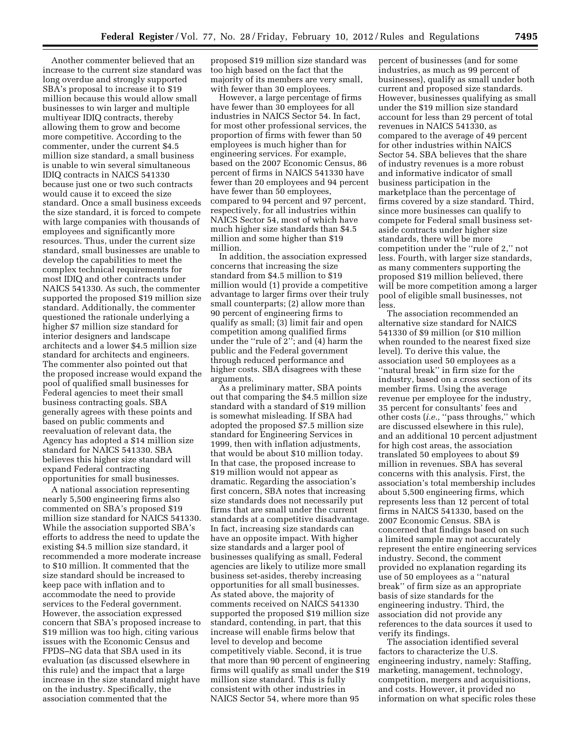Another commenter believed that an increase to the current size standard was long overdue and strongly supported SBA's proposal to increase it to $19 million because this would allow small businesses to win larger and multiple multiyear IDIQ contracts, thereby allowing them to grow and become more competitive. According to the commenter, under the current $4.5 million size standard, a small business is unable to win several simultaneous IDIQ contracts in NAICS 541330 because just one or two such contracts would cause it to exceed the size standard. Once a small business exceeds the size standard, it is forced to compete with large companies with thousands of employees and significantly more resources. Thus, under the current size standard, small businesses are unable to develop the capabilities to meet the complex technical requirements for most IDIQ and other contracts under NAICS 541330. As such, the commenter supported the proposed $19 million size standard. Additionally, the commenter questioned the rationale underlying a higher $7 million size standard for interior designers and landscape architects and a lower $4.5 million size standard for architects and engineers. The commenter also pointed out that the proposed increase would expand the pool of qualified small businesses for Federal agencies to meet their small business contracting goals. SBA generally agrees with these points and based on public comments and reevaluation of relevant data, the Agency has adopted a $14 million size standard for NAICS 541330. SBA believes this higher size standard will expand Federal contracting opportunities for small businesses.

A national association representing nearly 5,500 engineering firms also commented on SBA's proposed $19 million size standard for NAICS 541330. While the association supported SBA's efforts to address the need to update the existing $4.5 million size standard, it recommended a more moderate increase to $10 million. It commented that the size standard should be increased to keep pace with inflation and to accommodate the need to provide services to the Federal government. However, the association expressed concern that SBA's proposed increase to $19 million was too high, citing various issues with the Economic Census and FPDS–NG data that SBA used in its evaluation (as discussed elsewhere in this rule) and the impact that a large increase in the size standard might have on the industry. Specifically, the association commented that the proposed $19 million size standard was too high based on the fact that the majority of its members are very small, with fewer than 30 employees.

However, a large percentage of firms have fewer than 30 employees for all industries in NAICS Sector 54. In fact, for most other professional services, the proportion of firms with fewer than 50 employees is much higher than for engineering services. For example, based on the 2007 Economic Census, 86 percent of firms in NAICS 541330 have fewer than 20 employees and 94 percent have fewer than 50 employees, compared to 94 percent and 97 percent, respectively, for all industries within NAICS Sector 54, most of which have much higher size standards than $4.5 million and some higher than $19 million.

In addition, the association expressed concerns that increasing the size standard from $4.5 million to $19 million would (1) provide a competitive advantage to larger firms over their truly small counterparts; (2) allow more than 90 percent of engineering firms to qualify as small; (3) limit fair and open competition among qualified firms under the ''rule of 2''; and (4) harm the public and the Federal government through reduced performance and higher costs. SBA disagrees with these arguments.

As a preliminary matter, SBA points out that comparing the $4.5 million size standard with a standard of $19 million is somewhat misleading. If SBA had adopted the proposed $7.5 million size standard for Engineering Services in 1999, then with inflation adjustments, that would be about $10 million today. In that case, the proposed increase to $19 million would not appear as dramatic. Regarding the association's first concern, SBA notes that increasing size standards does not necessarily put firms that are small under the current standards at a competitive disadvantage. In fact, increasing size standards can have an opposite impact. With higher size standards and a larger pool of businesses qualifying as small, Federal agencies are likely to utilize more small business set-asides, thereby increasing opportunities for all small businesses. As stated above, the majority of comments received on NAICS 541330 supported the proposed $19 million size standard, contending, in part, that this increase will enable firms below that level to develop and become competitively viable. Second, it is true that more than 90 percent of engineering firms will qualify as small under the $19 million size standard. This is fully consistent with other industries in NAICS Sector 54, where more than 95 percent of businesses (and for some industries, as much as 99 percent of businesses), qualify as small under both current and proposed size standards. However, businesses qualifying as small under the $19 million size standard account for less than 29 percent of total revenues in NAICS 541330, as compared to the average of 49 percent for other industries within NAICS Sector 54. SBA believes that the share of industry revenues is a more robust and informative indicator of small business participation in the marketplace than the percentage of firms covered by a size standard. Third, since more businesses can qualify to compete for Federal small business set-aside contracts under higher size standards, there will be more competition under the ''rule of 2,'' not less. Fourth, with larger size standards, as many commenters supporting the proposed $19 million believed, there will be more competition among a larger pool of eligible small businesses, not less.

The association recommended an alternative size standard for NAICS 541330 of $9 million (or $10 million when rounded to the nearest fixed size level). To derive this value, the association used 50 employees as a ''natural break'' in firm size for the industry, based on a cross section of its member firms. Using the average revenue per employee for the industry, 35 percent for consultants' fees and other costs (*i.e.,* ''pass throughs,'' which are discussed elsewhere in this rule), and an additional 10 percent adjustment for high cost areas, the association translated 50 employees to about $9 million in revenues. SBA has several concerns with this analysis. First, the association's total membership includes about 5,500 engineering firms, which represents less than 12 percent of total firms in NAICS 541330, based on the 2007 Economic Census. SBA is concerned that findings based on such a limited sample may not accurately represent the entire engineering services industry. Second, the comment provided no explanation regarding its use of 50 employees as a ''natural break'' of firm size as an appropriate basis of size standards for the engineering industry. Third, the association did not provide any references to the data sources it used to verify its findings.

The association identified several factors to characterize the U.S. engineering industry, namely: Staffing, marketing, management, technology, competition, mergers and acquisitions, and costs. However, it provided no information on what specific roles these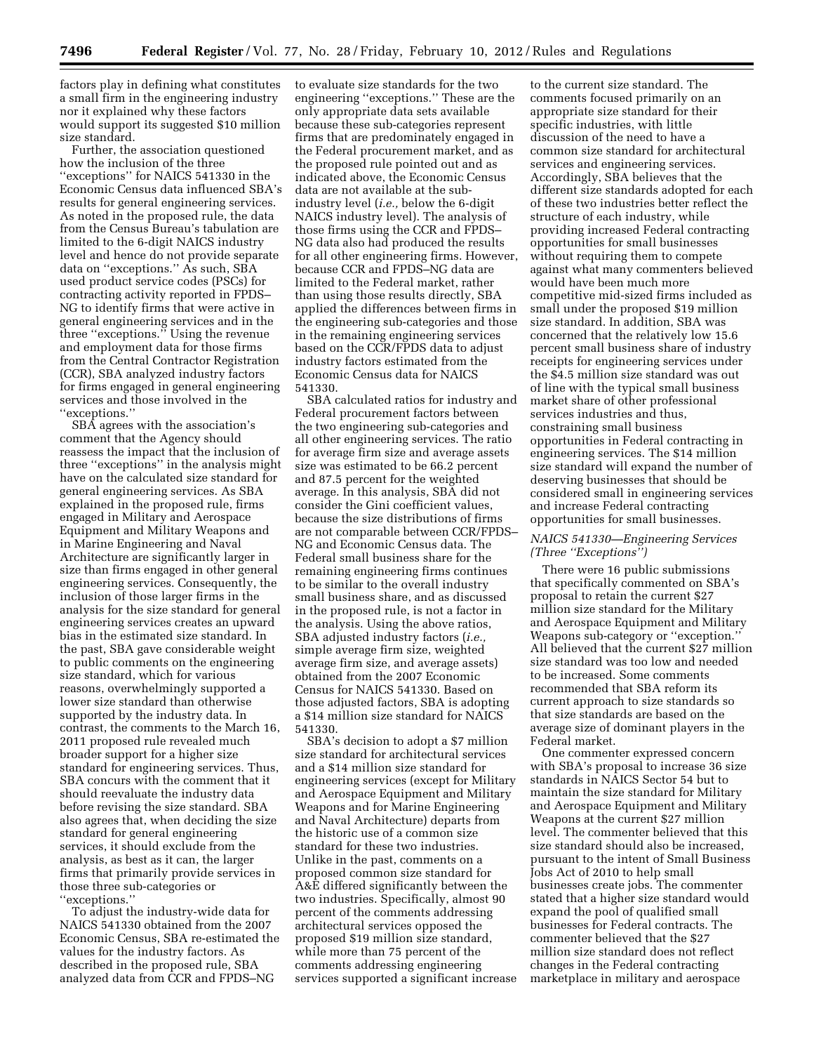factors play in defining what constitutes a small firm in the engineering industry nor it explained why these factors would support its suggested $10 million size standard.

Further, the association questioned how the inclusion of the three ''exceptions'' for NAICS 541330 in the Economic Census data influenced SBA's results for general engineering services. As noted in the proposed rule, the data from the Census Bureau's tabulation are limited to the 6-digit NAICS industry level and hence do not provide separate data on ''exceptions.'' As such, SBA used product service codes (PSCs) for contracting activity reported in FPDS–NG to identify firms that were active in general engineering services and in the three ''exceptions.'' Using the revenue and employment data for those firms from the Central Contractor Registration (CCR), SBA analyzed industry factors for firms engaged in general engineering services and those involved in the ''exceptions.''

SBA agrees with the association's comment that the Agency should reassess the impact that the inclusion of three ''exceptions'' in the analysis might have on the calculated size standard for general engineering services. As SBA explained in the proposed rule, firms engaged in Military and Aerospace Equipment and Military Weapons and in Marine Engineering and Naval Architecture are significantly larger in size than firms engaged in other general engineering services. Consequently, the inclusion of those larger firms in the analysis for the size standard for general engineering services creates an upward bias in the estimated size standard. In the past, SBA gave considerable weight to public comments on the engineering size standard, which for various reasons, overwhelmingly supported a lower size standard than otherwise supported by the industry data. In contrast, the comments to the March 16, 2011 proposed rule revealed much broader support for a higher size standard for engineering services. Thus, SBA concurs with the comment that it should reevaluate the industry data before revising the size standard. SBA also agrees that, when deciding the size standard for general engineering services, it should exclude from the analysis, as best as it can, the larger firms that primarily provide services in those three sub-categories or ''exceptions.''

To adjust the industry-wide data for NAICS 541330 obtained from the 2007 Economic Census, SBA re-estimated the values for the industry factors. As described in the proposed rule, SBA analyzed data from CCR and FPDS–NG to evaluate size standards for the two engineering ''exceptions.'' These are the only appropriate data sets available because these sub-categories represent firms that are predominately engaged in the Federal procurement market, and as the proposed rule pointed out and as indicated above, the Economic Census data are not available at the sub-industry level (*i.e.,* below the 6-digit NAICS industry level). The analysis of those firms using the CCR and FPDS–NG data also had produced the results for all other engineering firms. However, because CCR and FPDS–NG data are limited to the Federal market, rather than using those results directly, SBA applied the differences between firms in the engineering sub-categories and those in the remaining engineering services based on the CCR/FPDS data to adjust industry factors estimated from the Economic Census data for NAICS 541330.

SBA calculated ratios for industry and Federal procurement factors between the two engineering sub-categories and all other engineering services. The ratio for average firm size and average assets size was estimated to be 66.2 percent and 87.5 percent for the weighted average. In this analysis, SBA did not consider the Gini coefficient values, because the size distributions of firms are not comparable between CCR/FPDS–NG and Economic Census data. The Federal small business share for the remaining engineering firms continues to be similar to the overall industry small business share, and as discussed in the proposed rule, is not a factor in the analysis. Using the above ratios, SBA adjusted industry factors (*i.e.,* simple average firm size, weighted average firm size, and average assets) obtained from the 2007 Economic Census for NAICS 541330. Based on those adjusted factors, SBA is adopting a $14 million size standard for NAICS 541330.

SBA's decision to adopt a $7 million size standard for architectural services and a $14 million size standard for engineering services (except for Military and Aerospace Equipment and Military Weapons and for Marine Engineering and Naval Architecture) departs from the historic use of a common size standard for these two industries. Unlike in the past, comments on a proposed common size standard for A&E differed significantly between the two industries. Specifically, almost 90 percent of the comments addressing architectural services opposed the proposed $19 million size standard, while more than 75 percent of the comments addressing engineering services supported a significant increase to the current size standard. The comments focused primarily on an appropriate size standard for their specific industries, with little discussion of the need to have a common size standard for architectural services and engineering services. Accordingly, SBA believes that the different size standards adopted for each of these two industries better reflect the structure of each industry, while providing increased Federal contracting opportunities for small businesses without requiring them to compete against what many commenters believed would have been much more competitive mid-sized firms included as small under the proposed $19 million size standard. In addition, SBA was concerned that the relatively low 15.6 percent small business share of industry receipts for engineering services under the $4.5 million size standard was out of line with the typical small business market share of other professional services industries and thus, constraining small business opportunities in Federal contracting in engineering services. The $14 million size standard will expand the number of deserving businesses that should be considered small in engineering services and increase Federal contracting opportunities for small businesses.

### *NAICS 541330—Engineering Services (Three ''Exceptions'')*

There were 16 public submissions that specifically commented on SBA's proposal to retain the current $27 million size standard for the Military and Aerospace Equipment and Military Weapons sub-category or ''exception.'' All believed that the current $27 million size standard was too low and needed to be increased. Some comments recommended that SBA reform its current approach to size standards so that size standards are based on the average size of dominant players in the Federal market.

One commenter expressed concern with SBA's proposal to increase 36 size standards in NAICS Sector 54 but to maintain the size standard for Military and Aerospace Equipment and Military Weapons at the current $27 million level. The commenter believed that this size standard should also be increased, pursuant to the intent of Small Business Jobs Act of 2010 to help small businesses create jobs. The commenter stated that a higher size standard would expand the pool of qualified small businesses for Federal contracts. The commenter believed that the $27 million size standard does not reflect changes in the Federal contracting marketplace in military and aerospace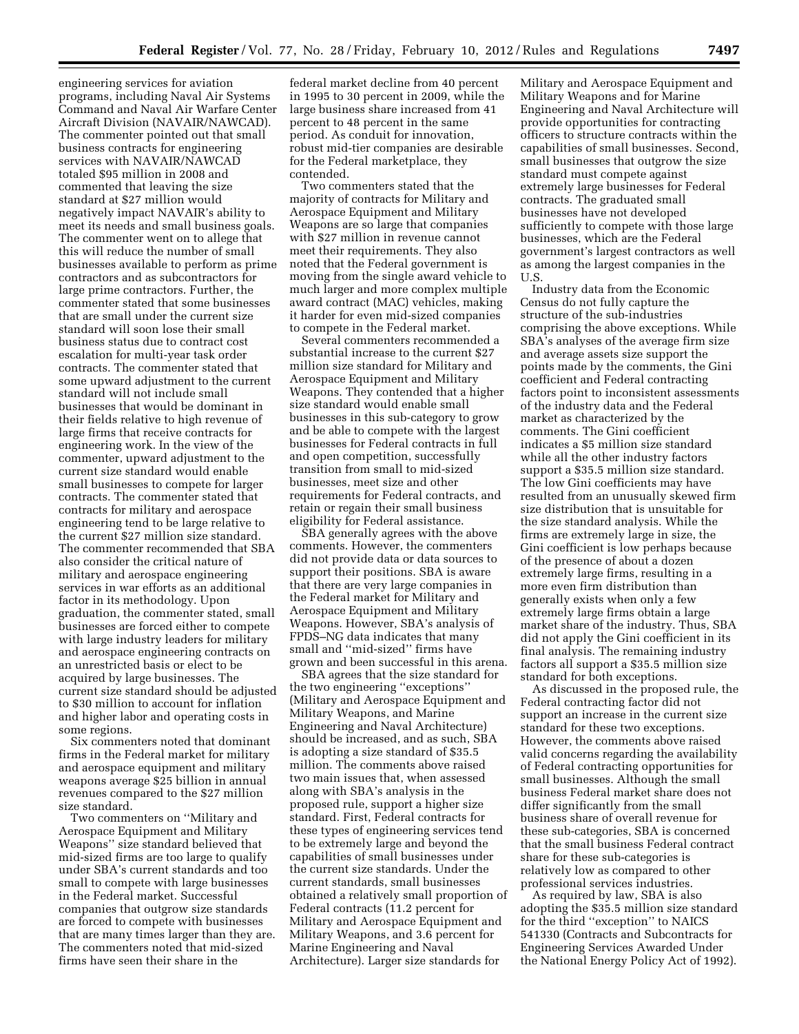engineering services for aviation programs, including Naval Air Systems Command and Naval Air Warfare Center Aircraft Division (NAVAIR/NAWCAD). The commenter pointed out that small business contracts for engineering services with NAVAIR/NAWCAD totaled $95 million in 2008 and commented that leaving the size standard at $27 million would negatively impact NAVAIR's ability to meet its needs and small business goals. The commenter went on to allege that this will reduce the number of small businesses available to perform as prime contractors and as subcontractors for large prime contractors. Further, the commenter stated that some businesses that are small under the current size standard will soon lose their small business status due to contract cost escalation for multi-year task order contracts. The commenter stated that some upward adjustment to the current standard will not include small businesses that would be dominant in their fields relative to high revenue of large firms that receive contracts for engineering work. In the view of the commenter, upward adjustment to the current size standard would enable small businesses to compete for larger contracts. The commenter stated that contracts for military and aerospace engineering tend to be large relative to the current $27 million size standard. The commenter recommended that SBA also consider the critical nature of military and aerospace engineering services in war efforts as an additional factor in its methodology. Upon graduation, the commenter stated, small businesses are forced either to compete with large industry leaders for military and aerospace engineering contracts on an unrestricted basis or elect to be acquired by large businesses. The current size standard should be adjusted to $30 million to account for inflation and higher labor and operating costs in some regions.

Six commenters noted that dominant firms in the Federal market for military and aerospace equipment and military weapons average $25 billion in annual revenues compared to the $27 million size standard.

Two commenters on ''Military and Aerospace Equipment and Military Weapons'' size standard believed that mid-sized firms are too large to qualify under SBA's current standards and too small to compete with large businesses in the Federal market. Successful companies that outgrow size standards are forced to compete with businesses that are many times larger than they are. The commenters noted that mid-sized firms have seen their share in the federal market decline from 40 percent in 1995 to 30 percent in 2009, while the large business share increased from 41 percent to 48 percent in the same period. As conduit for innovation, robust mid-tier companies are desirable for the Federal marketplace, they contended.

Two commenters stated that the majority of contracts for Military and Aerospace Equipment and Military Weapons are so large that companies with $27 million in revenue cannot meet their requirements. They also noted that the Federal government is moving from the single award vehicle to much larger and more complex multiple award contract (MAC) vehicles, making it harder for even mid-sized companies to compete in the Federal market.

Several commenters recommended a substantial increase to the current $27 million size standard for Military and Aerospace Equipment and Military Weapons. They contended that a higher size standard would enable small businesses in this sub-category to grow and be able to compete with the largest businesses for Federal contracts in full and open competition, successfully transition from small to mid-sized businesses, meet size and other requirements for Federal contracts, and retain or regain their small business eligibility for Federal assistance.

SBA generally agrees with the above comments. However, the commenters did not provide data or data sources to support their positions. SBA is aware that there are very large companies in the Federal market for Military and Aerospace Equipment and Military Weapons. However, SBA's analysis of FPDS–NG data indicates that many small and ''mid-sized'' firms have grown and been successful in this arena.

SBA agrees that the size standard for the two engineering ''exceptions'' (Military and Aerospace Equipment and Military Weapons, and Marine Engineering and Naval Architecture) should be increased, and as such, SBA is adopting a size standard of $35.5 million. The comments above raised two main issues that, when assessed along with SBA's analysis in the proposed rule, support a higher size standard. First, Federal contracts for these types of engineering services tend to be extremely large and beyond the capabilities of small businesses under the current size standards. Under the current standards, small businesses obtained a relatively small proportion of Federal contracts (11.2 percent for Military and Aerospace Equipment and Military Weapons, and 3.6 percent for Marine Engineering and Naval Architecture). Larger size standards for Military and Aerospace Equipment and Military Weapons and for Marine Engineering and Naval Architecture will provide opportunities for contracting officers to structure contracts within the capabilities of small businesses. Second, small businesses that outgrow the size standard must compete against extremely large businesses for Federal contracts. The graduated small businesses have not developed sufficiently to compete with those large businesses, which are the Federal government's largest contractors as well as among the largest companies in the U.S.

Industry data from the Economic Census do not fully capture the structure of the sub-industries comprising the above exceptions. While SBA's analyses of the average firm size and average assets size support the points made by the comments, the Gini coefficient and Federal contracting factors point to inconsistent assessments of the industry data and the Federal market as characterized by the comments. The Gini coefficient indicates a $5 million size standard while all the other industry factors support a $35.5 million size standard. The low Gini coefficients may have resulted from an unusually skewed firm size distribution that is unsuitable for the size standard analysis. While the firms are extremely large in size, the Gini coefficient is low perhaps because of the presence of about a dozen extremely large firms, resulting in a more even firm distribution than generally exists when only a few extremely large firms obtain a large market share of the industry. Thus, SBA did not apply the Gini coefficient in its final analysis. The remaining industry factors all support a $35.5 million size standard for both exceptions.

As discussed in the proposed rule, the Federal contracting factor did not support an increase in the current size standard for these two exceptions. However, the comments above raised valid concerns regarding the availability of Federal contracting opportunities for small businesses. Although the small business Federal market share does not differ significantly from the small business share of overall revenue for these sub-categories, SBA is concerned that the small business Federal contract share for these sub-categories is relatively low as compared to other professional services industries.

As required by law, SBA is also adopting the $35.5 million size standard for the third ''exception'' to NAICS 541330 (Contracts and Subcontracts for Engineering Services Awarded Under the National Energy Policy Act of 1992).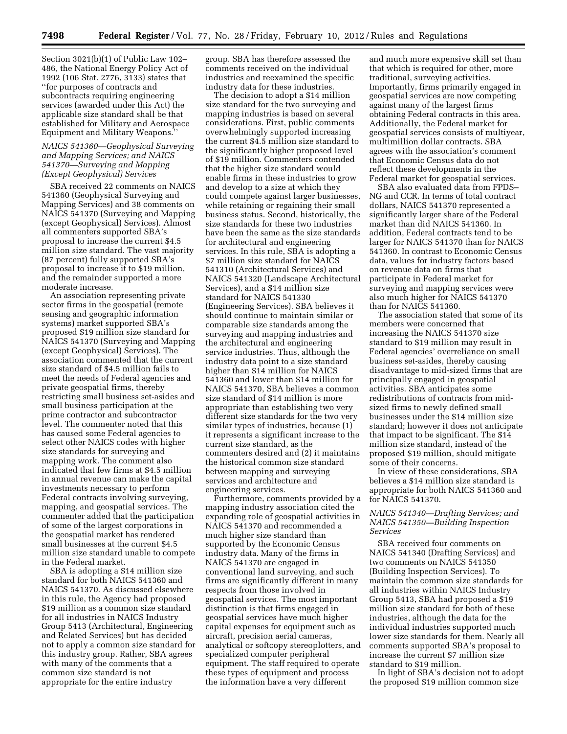Section 3021(b)(1) of Public Law 102–486, the National Energy Policy Act of 1992 (106 Stat. 2776, 3133) states that ''for purposes of contracts and subcontracts requiring engineering services (awarded under this Act) the applicable size standard shall be that established for Military and Aerospace Equipment and Military Weapons.''

*NAICS 541360—Geophysical Surveying and Mapping Services; and NAICS 541370—Surveying and Mapping (Except Geophysical) Services*

SBA received 22 comments on NAICS 541360 (Geophysical Surveying and Mapping Services) and 38 comments on NAICS 541370 (Surveying and Mapping (except Geophysical) Services). Almost all commenters supported SBA's proposal to increase the current $4.5 million size standard. The vast majority (87 percent) fully supported SBA's proposal to increase it to $19 million, and the remainder supported a more moderate increase.

An association representing private sector firms in the geospatial (remote sensing and geographic information systems) market supported SBA's proposed $19 million size standard for NAICS 541370 (Surveying and Mapping (except Geophysical) Services). The association commented that the current size standard of $4.5 million fails to meet the needs of Federal agencies and private geospatial firms, thereby restricting small business set-asides and small business participation at the prime contractor and subcontractor level. The commenter noted that this has caused some Federal agencies to select other NAICS codes with higher size standards for surveying and mapping work. The comment also indicated that few firms at $4.5 million in annual revenue can make the capital investments necessary to perform Federal contracts involving surveying, mapping, and geospatial services. The commenter added that the participation of some of the largest corporations in the geospatial market has rendered small businesses at the current $4.5 million size standard unable to compete in the Federal market.

SBA is adopting a $14 million size standard for both NAICS 541360 and NAICS 541370. As discussed elsewhere in this rule, the Agency had proposed $19 million as a common size standard for all industries in NAICS Industry Group 5413 (Architectural, Engineering and Related Services) but has decided not to apply a common size standard for this industry group. Rather, SBA agrees with many of the comments that a common size standard is not appropriate for the entire industry group. SBA has therefore assessed the comments received on the individual industries and reexamined the specific industry data for these industries.

The decision to adopt a $14 million size standard for the two surveying and mapping industries is based on several considerations. First, public comments overwhelmingly supported increasing the current $4.5 million size standard to the significantly higher proposed level of $19 million. Commenters contended that the higher size standard would enable firms in these industries to grow and develop to a size at which they could compete against larger businesses, while retaining or regaining their small business status. Second, historically, the size standards for these two industries have been the same as the size standards for architectural and engineering services. In this rule, SBA is adopting a $7 million size standard for NAICS 541310 (Architectural Services) and NAICS 541320 (Landscape Architectural Services), and a $14 million size standard for NAICS 541330 (Engineering Services). SBA believes it should continue to maintain similar or comparable size standards among the surveying and mapping industries and the architectural and engineering service industries. Thus, although the industry data point to a size standard higher than $14 million for NAICS 541360 and lower than $14 million for NAICS 541370, SBA believes a common size standard of $14 million is more appropriate than establishing two very different size standards for the two very similar types of industries, because (1) it represents a significant increase to the current size standard, as the commenters desired and (2) it maintains the historical common size standard between mapping and surveying services and architecture and engineering services.

Furthermore, comments provided by a mapping industry association cited the expanding role of geospatial activities in NAICS 541370 and recommended a much higher size standard than supported by the Economic Census industry data. Many of the firms in NAICS 541370 are engaged in conventional land surveying, and such firms are significantly different in many respects from those involved in geospatial services. The most important distinction is that firms engaged in geospatial services have much higher capital expenses for equipment such as aircraft, precision aerial cameras, analytical or softcopy stereoplotters, and specialized computer peripheral equipment. The staff required to operate these types of equipment and process the information have a very different and much more expensive skill set than that which is required for other, more traditional, surveying activities. Importantly, firms primarily engaged in geospatial services are now competing against many of the largest firms obtaining Federal contracts in this area. Additionally, the Federal market for geospatial services consists of multiyear, multimillion dollar contracts. SBA agrees with the association's comment that Economic Census data do not reflect these developments in the Federal market for geospatial services.

SBA also evaluated data from FPDS–NG and CCR. In terms of total contract dollars, NAICS 541370 represented a significantly larger share of the Federal market than did NAICS 541360. In addition, Federal contracts tend to be larger for NAICS 541370 than for NAICS 541360. In contrast to Economic Census data, values for industry factors based on revenue data on firms that participate in Federal market for surveying and mapping services were also much higher for NAICS 541370 than for NAICS 541360.

The association stated that some of its members were concerned that increasing the NAICS 541370 size standard to $19 million may result in Federal agencies' overreliance on small business set-asides, thereby causing disadvantage to mid-sized firms that are principally engaged in geospatial activities. SBA anticipates some redistributions of contracts from mid-sized firms to newly defined small businesses under the $14 million size standard; however it does not anticipate that impact to be significant. The $14 million size standard, instead of the proposed $19 million, should mitigate some of their concerns.

In view of these considerations, SBA believes a $14 million size standard is appropriate for both NAICS 541360 and for NAICS 541370.

*NAICS 541340—Drafting Services; and NAICS 541350—Building Inspection Services*

SBA received four comments on NAICS 541340 (Drafting Services) and two comments on NAICS 541350 (Building Inspection Services). To maintain the common size standards for all industries within NAICS Industry Group 5413, SBA had proposed a $19 million size standard for both of these industries, although the data for the individual industries supported much lower size standards for them. Nearly all comments supported SBA's proposal to increase the current $7 million size standard to $19 million.

In light of SBA's decision not to adopt the proposed $19 million common size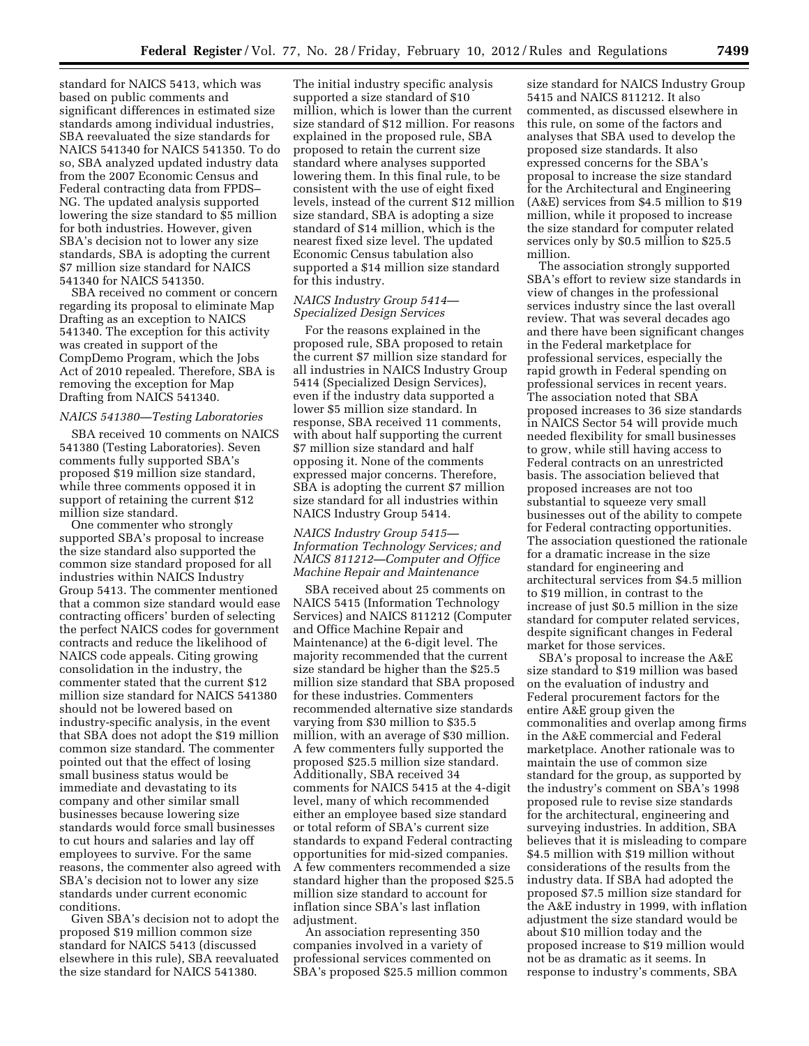standard for NAICS 5413, which was based on public comments and significant differences in estimated size standards among individual industries, SBA reevaluated the size standards for NAICS 541340 for NAICS 541350. To do so, SBA analyzed updated industry data from the 2007 Economic Census and Federal contracting data from FPDS–NG. The updated analysis supported lowering the size standard to $5 million for both industries. However, given SBA's decision not to lower any size standards, SBA is adopting the current $7 million size standard for NAICS 541340 for NAICS 541350.

SBA received no comment or concern regarding its proposal to eliminate Map Drafting as an exception to NAICS 541340. The exception for this activity was created in support of the CompDemo Program, which the Jobs Act of 2010 repealed. Therefore, SBA is removing the exception for Map Drafting from NAICS 541340.

*NAICS 541380—Testing Laboratories*

SBA received 10 comments on NAICS 541380 (Testing Laboratories). Seven comments fully supported SBA's proposed $19 million size standard, while three comments opposed it in support of retaining the current $12 million size standard.

One commenter who strongly supported SBA's proposal to increase the size standard also supported the common size standard proposed for all industries within NAICS Industry Group 5413. The commenter mentioned that a common size standard would ease contracting officers' burden of selecting the perfect NAICS codes for government contracts and reduce the likelihood of NAICS code appeals. Citing growing consolidation in the industry, the commenter stated that the current $12 million size standard for NAICS 541380 should not be lowered based on industry-specific analysis, in the event that SBA does not adopt the $19 million common size standard. The commenter pointed out that the effect of losing small business status would be immediate and devastating to its company and other similar small businesses because lowering size standards would force small businesses to cut hours and salaries and lay off employees to survive. For the same reasons, the commenter also agreed with SBA's decision not to lower any size standards under current economic conditions.

Given SBA's decision not to adopt the proposed $19 million common size standard for NAICS 5413 (discussed elsewhere in this rule), SBA reevaluated the size standard for NAICS 541380. The initial industry specific analysis supported a size standard of $10 million, which is lower than the current size standard of $12 million. For reasons explained in the proposed rule, SBA proposed to retain the current size standard where analyses supported lowering them. In this final rule, to be consistent with the use of eight fixed levels, instead of the current $12 million size standard, SBA is adopting a size standard of $14 million, which is the nearest fixed size level. The updated Economic Census tabulation also supported a $14 million size standard for this industry.

*NAICS Industry Group 5414—Specialized Design Services*

For the reasons explained in the proposed rule, SBA proposed to retain the current $7 million size standard for all industries in NAICS Industry Group 5414 (Specialized Design Services), even if the industry data supported a lower $5 million size standard. In response, SBA received 11 comments, with about half supporting the current $7 million size standard and half opposing it. None of the comments expressed major concerns. Therefore, SBA is adopting the current $7 million size standard for all industries within NAICS Industry Group 5414.

*NAICS Industry Group 5415—Information Technology Services; and NAICS 811212—Computer and Office Machine Repair and Maintenance*

SBA received about 25 comments on NAICS 5415 (Information Technology Services) and NAICS 811212 (Computer and Office Machine Repair and Maintenance) at the 6-digit level. The majority recommended that the current size standard be higher than the $25.5 million size standard that SBA proposed for these industries. Commenters recommended alternative size standards varying from $30 million to $35.5 million, with an average of $30 million. A few commenters fully supported the proposed $25.5 million size standard. Additionally, SBA received 34 comments for NAICS 5415 at the 4-digit level, many of which recommended either an employee based size standard or total reform of SBA's current size standards to expand Federal contracting opportunities for mid-sized companies. A few commenters recommended a size standard higher than the proposed $25.5 million size standard to account for inflation since SBA's last inflation adjustment.

An association representing 350 companies involved in a variety of professional services commented on SBA's proposed $25.5 million common size standard for NAICS Industry Group 5415 and NAICS 811212. It also commented, as discussed elsewhere in this rule, on some of the factors and analyses that SBA used to develop the proposed size standards. It also expressed concerns for the SBA's proposal to increase the size standard for the Architectural and Engineering (A&E) services from $4.5 million to $19 million, while it proposed to increase the size standard for computer related services only by $0.5 million to $25.5 million.

The association strongly supported SBA's effort to review size standards in view of changes in the professional services industry since the last overall review. That was several decades ago and there have been significant changes in the Federal marketplace for professional services, especially the rapid growth in Federal spending on professional services in recent years. The association noted that SBA proposed increases to 36 size standards in NAICS Sector 54 will provide much needed flexibility for small businesses to grow, while still having access to Federal contracts on an unrestricted basis. The association believed that proposed increases are not too substantial to squeeze very small businesses out of the ability to compete for Federal contracting opportunities. The association questioned the rationale for a dramatic increase in the size standard for engineering and architectural services from $4.5 million to $19 million, in contrast to the increase of just $0.5 million in the size standard for computer related services, despite significant changes in Federal market for those services.

SBA's proposal to increase the A&E size standard to $19 million was based on the evaluation of industry and Federal procurement factors for the entire A&E group given the commonalities and overlap among firms in the A&E commercial and Federal marketplace. Another rationale was to maintain the use of common size standard for the group, as supported by the industry's comment on SBA's 1998 proposed rule to revise size standards for the architectural, engineering and surveying industries. In addition, SBA believes that it is misleading to compare $4.5 million with $19 million without considerations of the results from the industry data. If SBA had adopted the proposed $7.5 million size standard for the A&E industry in 1999, with inflation adjustment the size standard would be about $10 million today and the proposed increase to $19 million would not be as dramatic as it seems. In response to industry's comments, SBA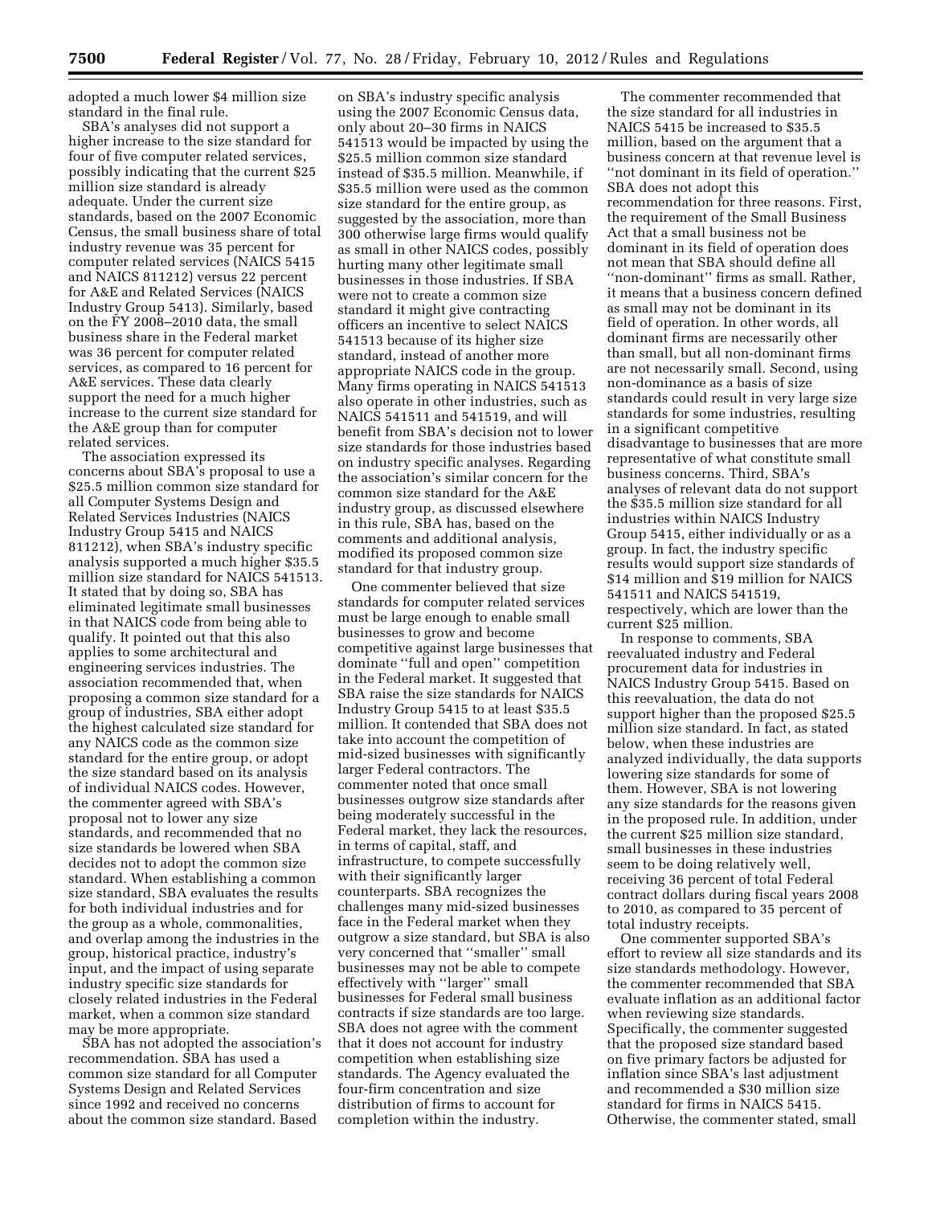adopted a much lower $4 million size standard in the final rule.

SBA's analyses did not support a higher increase to the size standard for four of five computer related services, possibly indicating that the current $25 million size standard is already adequate. Under the current size standards, based on the 2007 Economic Census, the small business share of total industry revenue was 35 percent for computer related services (NAICS 5415 and NAICS 811212) versus 22 percent for A&E and Related Services (NAICS Industry Group 5413). Similarly, based on the FY 2008–2010 data, the small business share in the Federal market was 36 percent for computer related services, as compared to 16 percent for A&E services. These data clearly support the need for a much higher increase to the current size standard for the A&E group than for computer related services.

The association expressed its concerns about SBA's proposal to use a $25.5 million common size standard for all Computer Systems Design and Related Services Industries (NAICS Industry Group 5415 and NAICS 811212), when SBA's industry specific analysis supported a much higher $35.5 million size standard for NAICS 541513. It stated that by doing so, SBA has eliminated legitimate small businesses in that NAICS code from being able to qualify. It pointed out that this also applies to some architectural and engineering services industries. The association recommended that, when proposing a common size standard for a group of industries, SBA either adopt the highest calculated size standard for any NAICS code as the common size standard for the entire group, or adopt the size standard based on its analysis of individual NAICS codes. However, the commenter agreed with SBA's proposal not to lower any size standards, and recommended that no size standards be lowered when SBA decides not to adopt the common size standard. When establishing a common size standard, SBA evaluates the results for both individual industries and for the group as a whole, commonalities, and overlap among the industries in the group, historical practice, industry's input, and the impact of using separate industry specific size standards for closely related industries in the Federal market, when a common size standard may be more appropriate.

SBA has not adopted the association's recommendation. SBA has used a common size standard for all Computer Systems Design and Related Services since 1992 and received no concerns about the common size standard. Based on SBA's industry specific analysis using the 2007 Economic Census data, only about 20–30 firms in NAICS 541513 would be impacted by using the $25.5 million common size standard instead of $35.5 million. Meanwhile, if $35.5 million were used as the common size standard for the entire group, as suggested by the association, more than 300 otherwise large firms would qualify as small in other NAICS codes, possibly hurting many other legitimate small businesses in those industries. If SBA were not to create a common size standard it might give contracting officers an incentive to select NAICS 541513 because of its higher size standard, instead of another more appropriate NAICS code in the group. Many firms operating in NAICS 541513 also operate in other industries, such as NAICS 541511 and 541519, and will benefit from SBA's decision not to lower size standards for those industries based on industry specific analyses. Regarding the association's similar concern for the common size standard for the A&E industry group, as discussed elsewhere in this rule, SBA has, based on the comments and additional analysis, modified its proposed common size standard for that industry group.

One commenter believed that size standards for computer related services must be large enough to enable small businesses to grow and become competitive against large businesses that dominate "full and open" competition in the Federal market. It suggested that SBA raise the size standards for NAICS Industry Group 5415 to at least $35.5 million. It contended that SBA does not take into account the competition of mid-sized businesses with significantly larger Federal contractors. The commenter noted that once small businesses outgrow size standards after being moderately successful in the Federal market, they lack the resources, in terms of capital, staff, and infrastructure, to compete successfully with their significantly larger counterparts. SBA recognizes the challenges many mid-sized businesses face in the Federal market when they outgrow a size standard, but SBA is also very concerned that "smaller" small businesses may not be able to compete effectively with "larger" small businesses for Federal small business contracts if size standards are too large. SBA does not agree with the comment that it does not account for industry competition when establishing size standards. The Agency evaluated the four-firm concentration and size distribution of firms to account for completion within the industry.

The commenter recommended that the size standard for all industries in NAICS 5415 be increased to $35.5 million, based on the argument that a business concern at that revenue level is "not dominant in its field of operation." SBA does not adopt this recommendation for three reasons. First, the requirement of the Small Business Act that a small business not be dominant in its field of operation does not mean that SBA should define all "non-dominant" firms as small. Rather, it means that a business concern defined as small may not be dominant in its field of operation. In other words, all dominant firms are necessarily other than small, but all non-dominant firms are not necessarily small. Second, using non-dominance as a basis of size standards could result in very large size standards for some industries, resulting in a significant competitive disadvantage to businesses that are more representative of what constitute small business concerns. Third, SBA's analyses of relevant data do not support the $35.5 million size standard for all industries within NAICS Industry Group 5415, either individually or as a group. In fact, the industry specific results would support size standards of $14 million and $19 million for NAICS 541511 and NAICS 541519, respectively, which are lower than the current $25 million.

In response to comments, SBA reevaluated industry and Federal procurement data for industries in NAICS Industry Group 5415. Based on this reevaluation, the data do not support higher than the proposed $25.5 million size standard. In fact, as stated below, when these industries are analyzed individually, the data supports lowering size standards for some of them. However, SBA is not lowering any size standards for the reasons given in the proposed rule. In addition, under the current $25 million size standard, small businesses in these industries seem to be doing relatively well, receiving 36 percent of total Federal contract dollars during fiscal years 2008 to 2010, as compared to 35 percent of total industry receipts.

One commenter supported SBA's effort to review all size standards and its size standards methodology. However, the commenter recommended that SBA evaluate inflation as an additional factor when reviewing size standards. Specifically, the commenter suggested that the proposed size standard based on five primary factors be adjusted for inflation since SBA's last adjustment and recommended a $30 million size standard for firms in NAICS 5415. Otherwise, the commenter stated, small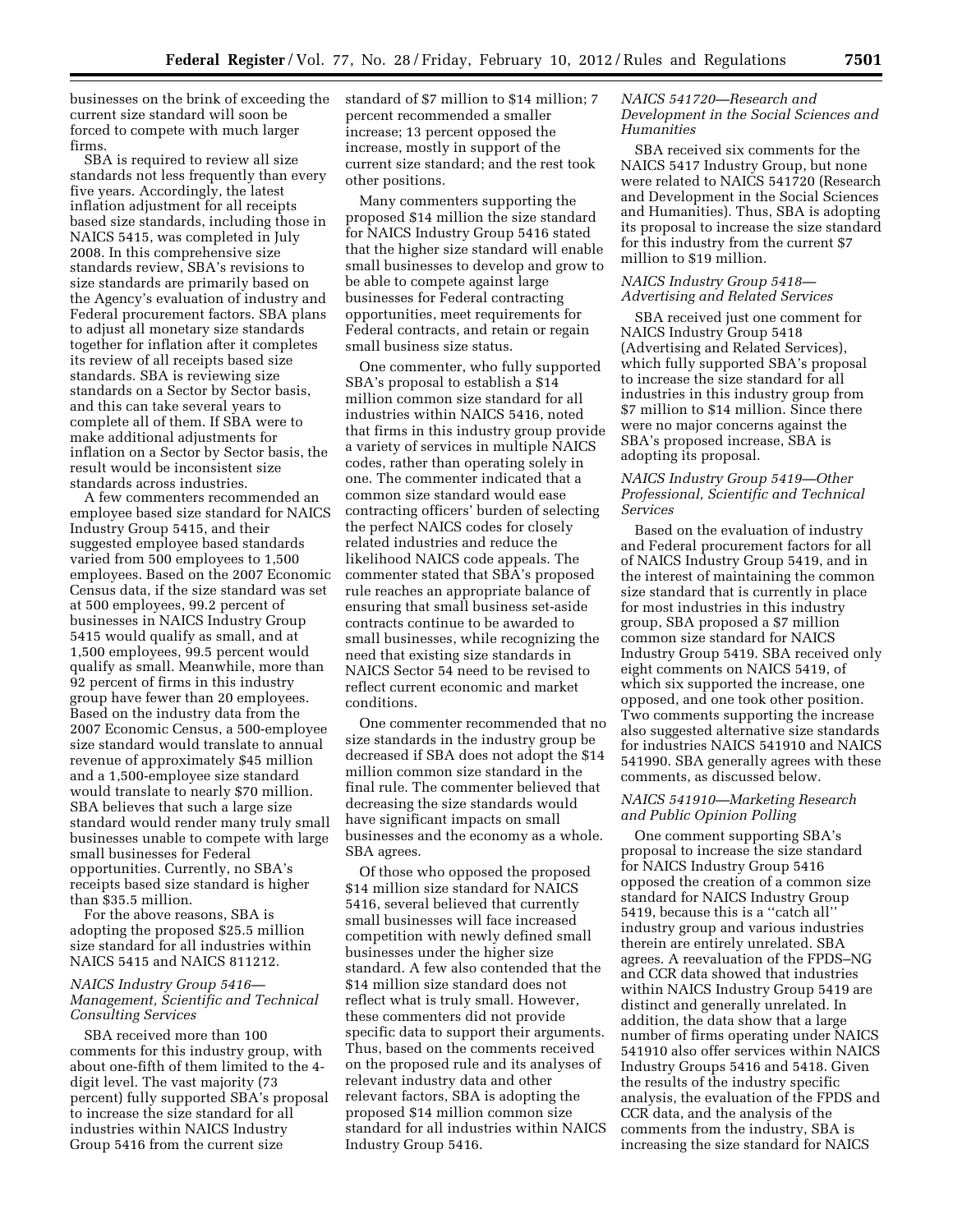businesses on the brink of exceeding the current size standard will soon be forced to compete with much larger firms.

SBA is required to review all size standards not less frequently than every five years. Accordingly, the latest inflation adjustment for all receipts based size standards, including those in NAICS 5415, was completed in July 2008. In this comprehensive size standards review, SBA's revisions to size standards are primarily based on the Agency's evaluation of industry and Federal procurement factors. SBA plans to adjust all monetary size standards together for inflation after it completes its review of all receipts based size standards. SBA is reviewing size standards on a Sector by Sector basis, and this can take several years to complete all of them. If SBA were to make additional adjustments for inflation on a Sector by Sector basis, the result would be inconsistent size standards across industries.

A few commenters recommended an employee based size standard for NAICS Industry Group 5415, and their suggested employee based standards varied from 500 employees to 1,500 employees. Based on the 2007 Economic Census data, if the size standard was set at 500 employees, 99.2 percent of businesses in NAICS Industry Group 5415 would qualify as small, and at 1,500 employees, 99.5 percent would qualify as small. Meanwhile, more than 92 percent of firms in this industry group have fewer than 20 employees. Based on the industry data from the 2007 Economic Census, a 500-employee size standard would translate to annual revenue of approximately $45 million and a 1,500-employee size standard would translate to nearly $70 million. SBA believes that such a large size standard would render many truly small businesses unable to compete with large small businesses for Federal opportunities. Currently, no SBA's receipts based size standard is higher than $35.5 million.

For the above reasons, SBA is adopting the proposed $25.5 million size standard for all industries within NAICS 5415 and NAICS 811212.

### *NAICS Industry Group 5416—Management, Scientific and Technical Consulting Services*

SBA received more than 100 comments for this industry group, with about one-fifth of them limited to the 4-digit level. The vast majority (73 percent) fully supported SBA's proposal to increase the size standard for all industries within NAICS Industry Group 5416 from the current size standard of $7 million to $14 million; 7 percent recommended a smaller increase; 13 percent opposed the increase, mostly in support of the current size standard; and the rest took other positions.

Many commenters supporting the proposed $14 million the size standard for NAICS Industry Group 5416 stated that the higher size standard will enable small businesses to develop and grow to be able to compete against large businesses for Federal contracting opportunities, meet requirements for Federal contracts, and retain or regain small business size status.

One commenter, who fully supported SBA's proposal to establish a $14 million common size standard for all industries within NAICS 5416, noted that firms in this industry group provide a variety of services in multiple NAICS codes, rather than operating solely in one. The commenter indicated that a common size standard would ease contracting officers' burden of selecting the perfect NAICS codes for closely related industries and reduce the likelihood NAICS code appeals. The commenter stated that SBA's proposed rule reaches an appropriate balance of ensuring that small business set-aside contracts continue to be awarded to small businesses, while recognizing the need that existing size standards in NAICS Sector 54 need to be revised to reflect current economic and market conditions.

One commenter recommended that no size standards in the industry group be decreased if SBA does not adopt the $14 million common size standard in the final rule. The commenter believed that decreasing the size standards would have significant impacts on small businesses and the economy as a whole. SBA agrees.

Of those who opposed the proposed $14 million size standard for NAICS 5416, several believed that currently small businesses will face increased competition with newly defined small businesses under the higher size standard. A few also contended that the $14 million size standard does not reflect what is truly small. However, these commenters did not provide specific data to support their arguments. Thus, based on the comments received on the proposed rule and its analyses of relevant industry data and other relevant factors, SBA is adopting the proposed $14 million common size standard for all industries within NAICS Industry Group 5416.

### *NAICS 541720—Research and Development in the Social Sciences and Humanities*

SBA received six comments for the NAICS 5417 Industry Group, but none were related to NAICS 541720 (Research and Development in the Social Sciences and Humanities). Thus, SBA is adopting its proposal to increase the size standard for this industry from the current $7 million to $19 million.

### *NAICS Industry Group 5418—Advertising and Related Services*

SBA received just one comment for NAICS Industry Group 5418 (Advertising and Related Services), which fully supported SBA's proposal to increase the size standard for all industries in this industry group from $7 million to $14 million. Since there were no major concerns against the SBA's proposed increase, SBA is adopting its proposal.

### *NAICS Industry Group 5419—Other Professional, Scientific and Technical Services*

Based on the evaluation of industry and Federal procurement factors for all of NAICS Industry Group 5419, and in the interest of maintaining the common size standard that is currently in place for most industries in this industry group, SBA proposed a $7 million common size standard for NAICS Industry Group 5419. SBA received only eight comments on NAICS 5419, of which six supported the increase, one opposed, and one took other position. Two comments supporting the increase also suggested alternative size standards for industries NAICS 541910 and NAICS 541990. SBA generally agrees with these comments, as discussed below.

### *NAICS 541910—Marketing Research and Public Opinion Polling*

One comment supporting SBA's proposal to increase the size standard for NAICS Industry Group 5416 opposed the creation of a common size standard for NAICS Industry Group 5419, because this is a ''catch all'' industry group and various industries therein are entirely unrelated. SBA agrees. A reevaluation of the FPDS–NG and CCR data showed that industries within NAICS Industry Group 5419 are distinct and generally unrelated. In addition, the data show that a large number of firms operating under NAICS 541910 also offer services within NAICS Industry Groups 5416 and 5418. Given the results of the industry specific analysis, the evaluation of the FPDS and CCR data, and the analysis of the comments from the industry, SBA is increasing the size standard for NAICS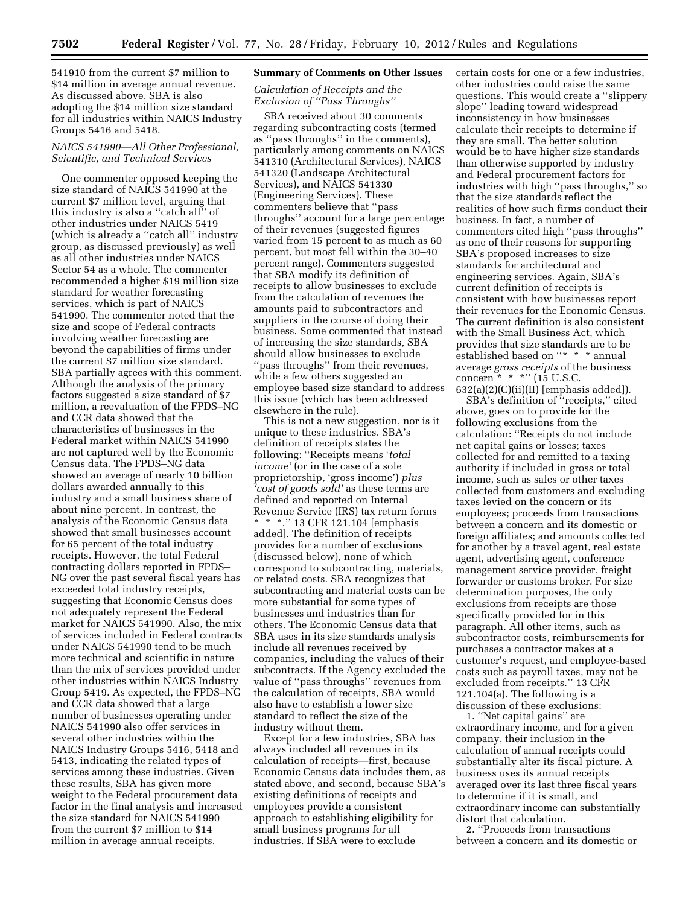541910 from the current $7 million to $14 million in average annual revenue. As discussed above, SBA is also adopting the $14 million size standard for all industries within NAICS Industry Groups 5416 and 5418.

### NAICS 541990—All Other Professional, Scientific, and Technical Services

One commenter opposed keeping the size standard of NAICS 541990 at the current $7 million level, arguing that this industry is also a ''catch all'' of other industries under NAICS 5419 (which is already a ''catch all'' industry group, as discussed previously) as well as all other industries under NAICS Sector 54 as a whole. The commenter recommended a higher $19 million size standard for weather forecasting services, which is part of NAICS 541990. The commenter noted that the size and scope of Federal contracts involving weather forecasting are beyond the capabilities of firms under the current $7 million size standard. SBA partially agrees with this comment. Although the analysis of the primary factors suggested a size standard of $7 million, a reevaluation of the FPDS–NG and CCR data showed that the characteristics of businesses in the Federal market within NAICS 541990 are not captured well by the Economic Census data. The FPDS–NG data showed an average of nearly 10 billion dollars awarded annually to this industry and a small business share of about nine percent. In contrast, the analysis of the Economic Census data showed that small businesses account for 65 percent of the total industry receipts. However, the total Federal contracting dollars reported in FPDS–NG over the past several fiscal years has exceeded total industry receipts, suggesting that Economic Census does not adequately represent the Federal market for NAICS 541990. Also, the mix of services included in Federal contracts under NAICS 541990 tend to be much more technical and scientific in nature than the mix of services provided under other industries within NAICS Industry Group 5419. As expected, the FPDS–NG and CCR data showed that a large number of businesses operating under NAICS 541990 also offer services in several other industries within the NAICS Industry Groups 5416, 5418 and 5413, indicating the related types of services among these industries. Given these results, SBA has given more weight to the Federal procurement data factor in the final analysis and increased the size standard for NAICS 541990 from the current $7 million to $14 million in average annual receipts.

## Summary of Comments on Other Issues

### Calculation of Receipts and the Exclusion of ''Pass Throughs''

SBA received about 30 comments regarding subcontracting costs (termed as ''pass throughs'' in the comments), particularly among comments on NAICS 541310 (Architectural Services), NAICS 541320 (Landscape Architectural Services), and NAICS 541330 (Engineering Services). These commenters believe that ''pass throughs'' account for a large percentage of their revenues (suggested figures varied from 15 percent to as much as 60 percent, but most fell within the 30–40 percent range). Commenters suggested that SBA modify its definition of receipts to allow businesses to exclude from the calculation of revenues the amounts paid to subcontractors and suppliers in the course of doing their business. Some commented that instead of increasing the size standards, SBA should allow businesses to exclude ''pass throughs'' from their revenues, while a few others suggested an employee based size standard to address this issue (which has been addressed elsewhere in the rule).

This is not a new suggestion, nor is it unique to these industries. SBA's definition of receipts states the following: ''Receipts means '*total income*' (or in the case of a sole proprietorship, 'gross income') *plus 'cost of goods sold'* as these terms are defined and reported on Internal Revenue Service (IRS) tax return forms * * *.'' 13 CFR 121.104 [emphasis added]. The definition of receipts provides for a number of exclusions (discussed below), none of which correspond to subcontracting, materials, or related costs. SBA recognizes that subcontracting and material costs can be more substantial for some types of businesses and industries than for others. The Economic Census data that SBA uses in its size standards analysis include all revenues received by companies, including the values of their subcontracts. If the Agency excluded the value of ''pass throughs'' revenues from the calculation of receipts, SBA would also have to establish a lower size standard to reflect the size of the industry without them.

Except for a few industries, SBA has always included all revenues in its calculation of receipts—first, because Economic Census data includes them, as stated above, and second, because SBA's existing definitions of receipts and employees provide a consistent approach to establishing eligibility for small business programs for all industries. If SBA were to exclude certain costs for one or a few industries, other industries could raise the same questions. This would create a ''slippery slope'' leading toward widespread inconsistency in how businesses calculate their receipts to determine if they are small. The better solution would be to have higher size standards than otherwise supported by industry and Federal procurement factors for industries with high ''pass throughs,'' so that the size standards reflect the realities of how such firms conduct their business. In fact, a number of commenters cited high ''pass throughs'' as one of their reasons for supporting SBA's proposed increases to size standards for architectural and engineering services. Again, SBA's current definition of receipts is consistent with how businesses report their revenues for the Economic Census. The current definition is also consistent with the Small Business Act, which provides that size standards are to be established based on ''* * * annual average *gross receipts* of the business concern * * *'' (15 U.S.C. 632(a)(2)(C)(ii)(II) [emphasis added]).

SBA's definition of ''receipts,'' cited above, goes on to provide for the following exclusions from the calculation: ''Receipts do not include net capital gains or losses; taxes collected for and remitted to a taxing authority if included in gross or total income, such as sales or other taxes collected from customers and excluding taxes levied on the concern or its employees; proceeds from transactions between a concern and its domestic or foreign affiliates; and amounts collected for another by a travel agent, real estate agent, advertising agent, conference management service provider, freight forwarder or customs broker. For size determination purposes, the only exclusions from receipts are those specifically provided for in this paragraph. All other items, such as subcontractor costs, reimbursements for purchases a contractor makes at a customer's request, and employee-based costs such as payroll taxes, may not be excluded from receipts.'' 13 CFR 121.104(a). The following is a discussion of these exclusions:

1. ''Net capital gains'' are extraordinary income, and for a given company, their inclusion in the calculation of annual receipts could substantially alter its fiscal picture. A business uses its annual receipts averaged over its last three fiscal years to determine if it is small, and extraordinary income can substantially distort that calculation.

2. ''Proceeds from transactions between a concern and its domestic or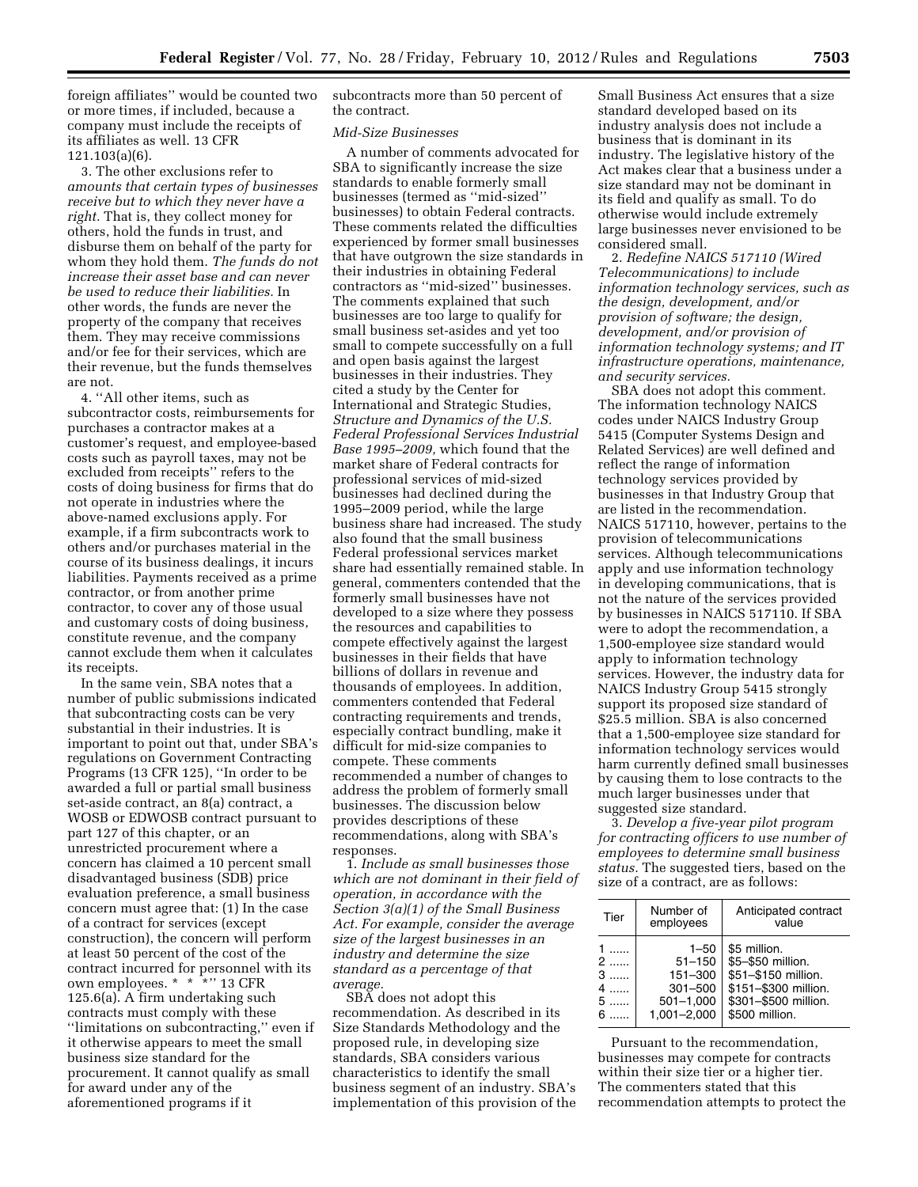foreign affiliates'' would be counted two or more times, if included, because a company must include the receipts of its affiliates as well. 13 CFR 121.103(a)(6).

3. The other exclusions refer to *amounts that certain types of businesses receive but to which they never have a right.* That is, they collect money for others, hold the funds in trust, and disburse them on behalf of the party for whom they hold them. *The funds do not increase their asset base and can never be used to reduce their liabilities.* In other words, the funds are never the property of the company that receives them. They may receive commissions and/or fee for their services, which are their revenue, but the funds themselves are not.

4. ''All other items, such as subcontractor costs, reimbursements for purchases a contractor makes at a customer's request, and employee-based costs such as payroll taxes, may not be excluded from receipts'' refers to the costs of doing business for firms that do not operate in industries where the above-named exclusions apply. For example, if a firm subcontracts work to others and/or purchases material in the course of its business dealings, it incurs liabilities. Payments received as a prime contractor, or from another prime contractor, to cover any of those usual and customary costs of doing business, constitute revenue, and the company cannot exclude them when it calculates its receipts.

In the same vein, SBA notes that a number of public submissions indicated that subcontracting costs can be very substantial in their industries. It is important to point out that, under SBA's regulations on Government Contracting Programs (13 CFR 125), ''In order to be awarded a full or partial small business set-aside contract, an 8(a) contract, a WOSB or EDWOSB contract pursuant to part 127 of this chapter, or an unrestricted procurement where a concern has claimed a 10 percent small disadvantaged business (SDB) price evaluation preference, a small business concern must agree that: (1) In the case of a contract for services (except construction), the concern will perform at least 50 percent of the cost of the contract incurred for personnel with its own employees. * * *'' 13 CFR 125.6(a). A firm undertaking such contracts must comply with these ''limitations on subcontracting,'' even if it otherwise appears to meet the small business size standard for the procurement. It cannot qualify as small for award under any of the aforementioned programs if it subcontracts more than 50 percent of the contract.

*Mid-Size Businesses*

A number of comments advocated for SBA to significantly increase the size standards to enable formerly small businesses (termed as ''mid-sized'' businesses) to obtain Federal contracts. These comments related the difficulties experienced by former small businesses that have outgrown the size standards in their industries in obtaining Federal contractors as ''mid-sized'' businesses. The comments explained that such businesses are too large to qualify for small business set-asides and yet too small to compete successfully on a full and open basis against the largest businesses in their industries. They cited a study by the Center for International and Strategic Studies, *Structure and Dynamics of the U.S. Federal Professional Services Industrial Base 1995–2009,* which found that the market share of Federal contracts for professional services of mid-sized businesses had declined during the 1995–2009 period, while the large business share had increased. The study also found that the small business Federal professional services market share had essentially remained stable. In general, commenters contended that the formerly small businesses have not developed to a size where they possess the resources and capabilities to compete effectively against the largest businesses in their fields that have billions of dollars in revenue and thousands of employees. In addition, commenters contended that Federal contracting requirements and trends, especially contract bundling, make it difficult for mid-size companies to compete. These comments recommended a number of changes to address the problem of formerly small businesses. The discussion below provides descriptions of these recommendations, along with SBA's responses.

1. *Include as small businesses those which are not dominant in their field of operation, in accordance with the Section 3(a)(1) of the Small Business Act. For example, consider the average size of the largest businesses in an industry and determine the size standard as a percentage of that average.*

SBA does not adopt this recommendation. As described in its Size Standards Methodology and the proposed rule, in developing size standards, SBA considers various characteristics to identify the small business segment of an industry. SBA's implementation of this provision of the Small Business Act ensures that a size standard developed based on its industry analysis does not include a business that is dominant in its industry. The legislative history of the Act makes clear that a business under a size standard may not be dominant in its field and qualify as small. To do otherwise would include extremely large businesses never envisioned to be considered small.

2. *Redefine NAICS 517110 (Wired Telecommunications) to include information technology services, such as the design, development, and/or provision of software; the design, development, and/or provision of information technology systems; and IT infrastructure operations, maintenance, and security services.*

SBA does not adopt this comment. The information technology NAICS codes under NAICS Industry Group 5415 (Computer Systems Design and Related Services) are well defined and reflect the range of information technology services provided by businesses in that Industry Group that are listed in the recommendation. NAICS 517110, however, pertains to the provision of telecommunications services. Although telecommunications apply and use information technology in developing communications, that is not the nature of the services provided by businesses in NAICS 517110. If SBA were to adopt the recommendation, a 1,500-employee size standard would apply to information technology services. However, the industry data for NAICS Industry Group 5415 strongly support its proposed size standard of $25.5 million. SBA is also concerned that a 1,500-employee size standard for information technology services would harm currently defined small businesses by causing them to lose contracts to the much larger businesses under that suggested size standard.

3. *Develop a five-year pilot program for contracting officers to use number of employees to determine small business status.* The suggested tiers, based on the size of a contract, are as follows:

| Tier | Number of employees | Anticipated contract value |
|---|---|---|
| 1 ...... | 1–50 | $5 million. |
| 2 ...... | 51–150 | $5–$50 million. |
| 3 ...... | 151–300 | $51–$150 million. |
| 4 ...... | 301–500 | $151–$300 million. |
| 5 ...... | 501–1,000 | $301–$500 million. |
| 6 ...... | 1,001–2,000 | $500 million. |

Pursuant to the recommendation, businesses may compete for contracts within their size tier or a higher tier. The commenters stated that this recommendation attempts to protect the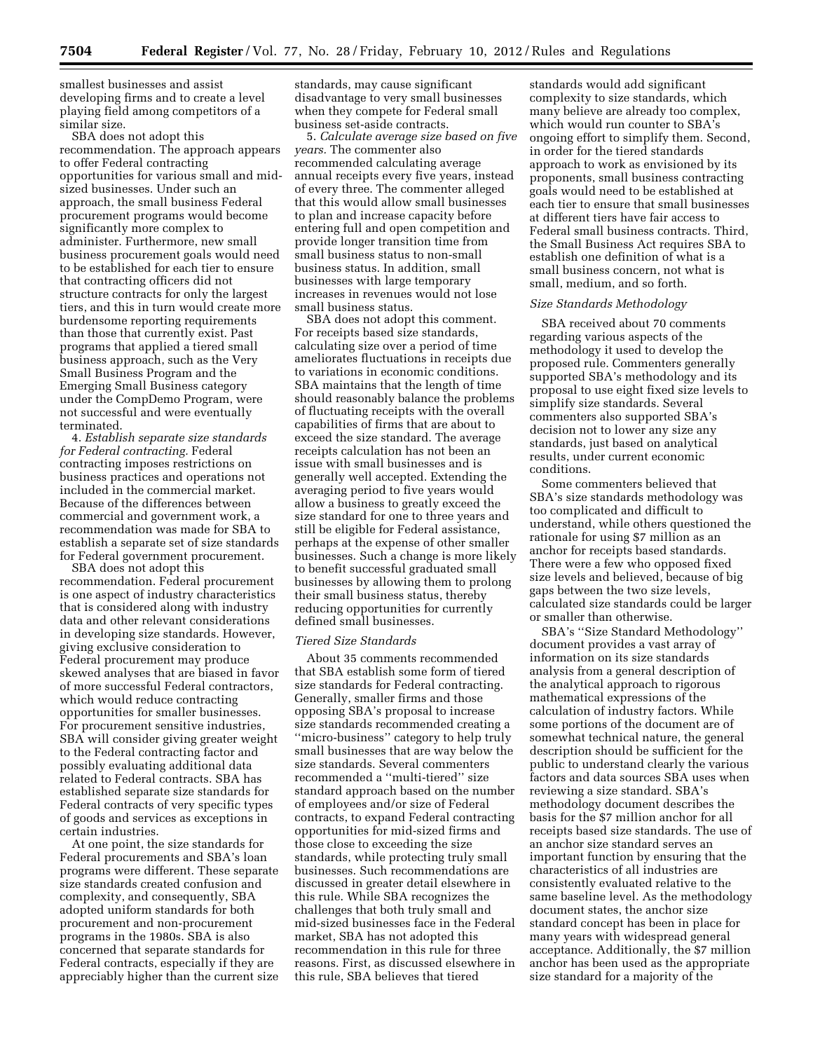smallest businesses and assist developing firms and to create a level playing field among competitors of a similar size.

SBA does not adopt this recommendation. The approach appears to offer Federal contracting opportunities for various small and mid-sized businesses. Under such an approach, the small business Federal procurement programs would become significantly more complex to administer. Furthermore, new small business procurement goals would need to be established for each tier to ensure that contracting officers did not structure contracts for only the largest tiers, and this in turn would create more burdensome reporting requirements than those that currently exist. Past programs that applied a tiered small business approach, such as the Very Small Business Program and the Emerging Small Business category under the CompDemo Program, were not successful and were eventually terminated.

4. *Establish separate size standards for Federal contracting.* Federal contracting imposes restrictions on business practices and operations not included in the commercial market. Because of the differences between commercial and government work, a recommendation was made for SBA to establish a separate set of size standards for Federal government procurement.

SBA does not adopt this recommendation. Federal procurement is one aspect of industry characteristics that is considered along with industry data and other relevant considerations in developing size standards. However, giving exclusive consideration to Federal procurement may produce skewed analyses that are biased in favor of more successful Federal contractors, which would reduce contracting opportunities for smaller businesses. For procurement sensitive industries, SBA will consider giving greater weight to the Federal contracting factor and possibly evaluating additional data related to Federal contracts. SBA has established separate size standards for Federal contracts of very specific types of goods and services as exceptions in certain industries.

At one point, the size standards for Federal procurements and SBA's loan programs were different. These separate size standards created confusion and complexity, and consequently, SBA adopted uniform standards for both procurement and non-procurement programs in the 1980s. SBA is also concerned that separate standards for Federal contracts, especially if they are appreciably higher than the current size standards, may cause significant disadvantage to very small businesses when they compete for Federal small business set-aside contracts.

5. *Calculate average size based on five years.* The commenter also recommended calculating average annual receipts every five years, instead of every three. The commenter alleged that this would allow small businesses to plan and increase capacity before entering full and open competition and provide longer transition time from small business status to non-small business status. In addition, small businesses with large temporary increases in revenues would not lose small business status.

SBA does not adopt this comment. For receipts based size standards, calculating size over a period of time ameliorates fluctuations in receipts due to variations in economic conditions. SBA maintains that the length of time should reasonably balance the problems of fluctuating receipts with the overall capabilities of firms that are about to exceed the size standard. The average receipts calculation has not been an issue with small businesses and is generally well accepted. Extending the averaging period to five years would allow a business to greatly exceed the size standard for one to three years and still be eligible for Federal assistance, perhaps at the expense of other smaller businesses. Such a change is more likely to benefit successful graduated small businesses by allowing them to prolong their small business status, thereby reducing opportunities for currently defined small businesses.

*Tiered Size Standards*

About 35 comments recommended that SBA establish some form of tiered size standards for Federal contracting. Generally, smaller firms and those opposing SBA's proposal to increase size standards recommended creating a ''micro-business'' category to help truly small businesses that are way below the size standards. Several commenters recommended a ''multi-tiered'' size standard approach based on the number of employees and/or size of Federal contracts, to expand Federal contracting opportunities for mid-sized firms and those close to exceeding the size standards, while protecting truly small businesses. Such recommendations are discussed in greater detail elsewhere in this rule. While SBA recognizes the challenges that both truly small and mid-sized businesses face in the Federal market, SBA has not adopted this recommendation in this rule for three reasons. First, as discussed elsewhere in this rule, SBA believes that tiered standards would add significant complexity to size standards, which many believe are already too complex, which would run counter to SBA's ongoing effort to simplify them. Second, in order for the tiered standards approach to work as envisioned by its proponents, small business contracting goals would need to be established at each tier to ensure that small businesses at different tiers have fair access to Federal small business contracts. Third, the Small Business Act requires SBA to establish one definition of what is a small business concern, not what is small, medium, and so forth.

*Size Standards Methodology*

SBA received about 70 comments regarding various aspects of the methodology it used to develop the proposed rule. Commenters generally supported SBA's methodology and its proposal to use eight fixed size levels to simplify size standards. Several commenters also supported SBA's decision not to lower any size any standards, just based on analytical results, under current economic conditions.

Some commenters believed that SBA's size standards methodology was too complicated and difficult to understand, while others questioned the rationale for using $7 million as an anchor for receipts based standards. There were a few who opposed fixed size levels and believed, because of big gaps between the two size levels, calculated size standards could be larger or smaller than otherwise.

SBA's ''Size Standard Methodology'' document provides a vast array of information on its size standards analysis from a general description of the analytical approach to rigorous mathematical expressions of the calculation of industry factors. While some portions of the document are of somewhat technical nature, the general description should be sufficient for the public to understand clearly the various factors and data sources SBA uses when reviewing a size standard. SBA's methodology document describes the basis for the $7 million anchor for all receipts based size standards. The use of an anchor size standard serves an important function by ensuring that the characteristics of all industries are consistently evaluated relative to the same baseline level. As the methodology document states, the anchor size standard concept has been in place for many years with widespread general acceptance. Additionally, the $7 million anchor has been used as the appropriate size standard for a majority of the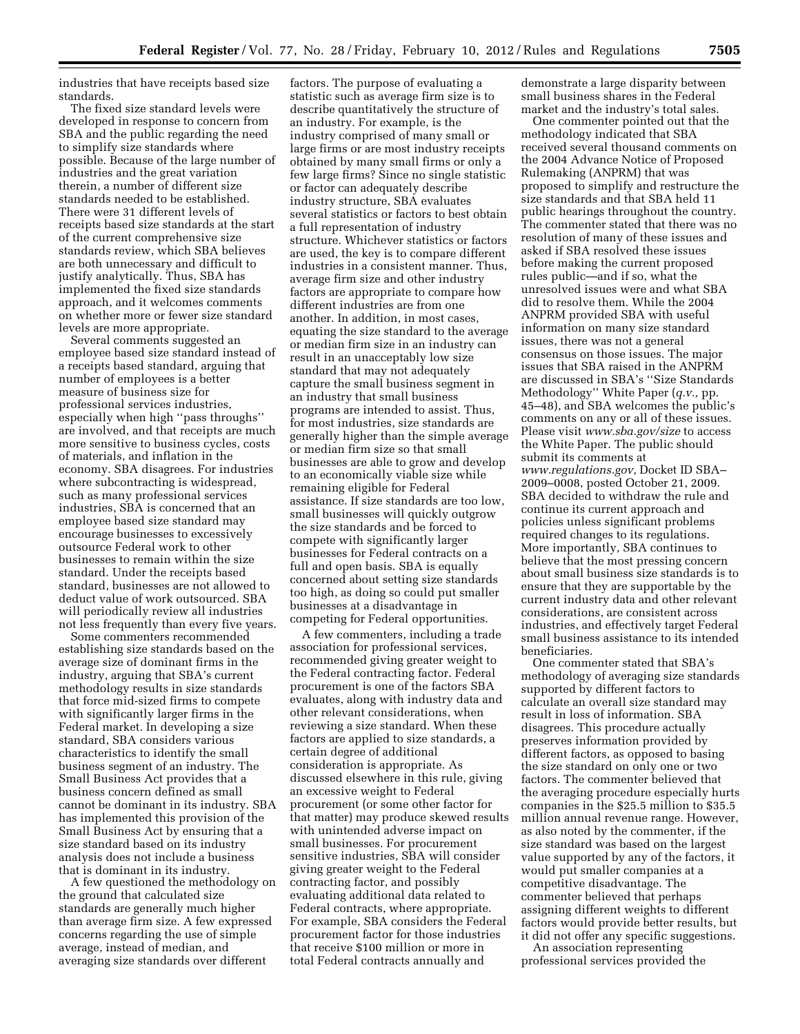industries that have receipts based size standards.

The fixed size standard levels were developed in response to concern from SBA and the public regarding the need to simplify size standards where possible. Because of the large number of industries and the great variation therein, a number of different size standards needed to be established. There were 31 different levels of receipts based size standards at the start of the current comprehensive size standards review, which SBA believes are both unnecessary and difficult to justify analytically. Thus, SBA has implemented the fixed size standards approach, and it welcomes comments on whether more or fewer size standard levels are more appropriate.

Several comments suggested an employee based size standard instead of a receipts based standard, arguing that number of employees is a better measure of business size for professional services industries, especially when high ''pass throughs'' are involved, and that receipts are much more sensitive to business cycles, costs of materials, and inflation in the economy. SBA disagrees. For industries where subcontracting is widespread, such as many professional services industries, SBA is concerned that an employee based size standard may encourage businesses to excessively outsource Federal work to other businesses to remain within the size standard. Under the receipts based standard, businesses are not allowed to deduct value of work outsourced. SBA will periodically review all industries not less frequently than every five years.

Some commenters recommended establishing size standards based on the average size of dominant firms in the industry, arguing that SBA's current methodology results in size standards that force mid-sized firms to compete with significantly larger firms in the Federal market. In developing a size standard, SBA considers various characteristics to identify the small business segment of an industry. The Small Business Act provides that a business concern defined as small cannot be dominant in its industry. SBA has implemented this provision of the Small Business Act by ensuring that a size standard based on its industry analysis does not include a business that is dominant in its industry.

A few questioned the methodology on the ground that calculated size standards are generally much higher than average firm size. A few expressed concerns regarding the use of simple average, instead of median, and averaging size standards over different factors. The purpose of evaluating a statistic such as average firm size is to describe quantitatively the structure of an industry. For example, is the industry comprised of many small or large firms or are most industry receipts obtained by many small firms or only a few large firms? Since no single statistic or factor can adequately describe industry structure, SBA evaluates several statistics or factors to best obtain a full representation of industry structure. Whichever statistics or factors are used, the key is to compare different industries in a consistent manner. Thus, average firm size and other industry factors are appropriate to compare how different industries are from one another. In addition, in most cases, equating the size standard to the average or median firm size in an industry can result in an unacceptably low size standard that may not adequately capture the small business segment in an industry that small business programs are intended to assist. Thus, for most industries, size standards are generally higher than the simple average or median firm size so that small businesses are able to grow and develop to an economically viable size while remaining eligible for Federal assistance. If size standards are too low, small businesses will quickly outgrow the size standards and be forced to compete with significantly larger businesses for Federal contracts on a full and open basis. SBA is equally concerned about setting size standards too high, as doing so could put smaller businesses at a disadvantage in competing for Federal opportunities.

A few commenters, including a trade association for professional services, recommended giving greater weight to the Federal contracting factor. Federal procurement is one of the factors SBA evaluates, along with industry data and other relevant considerations, when reviewing a size standard. When these factors are applied to size standards, a certain degree of additional consideration is appropriate. As discussed elsewhere in this rule, giving an excessive weight to Federal procurement (or some other factor for that matter) may produce skewed results with unintended adverse impact on small businesses. For procurement sensitive industries, SBA will consider giving greater weight to the Federal contracting factor, and possibly evaluating additional data related to Federal contracts, where appropriate. For example, SBA considers the Federal procurement factor for those industries that receive $100 million or more in total Federal contracts annually and demonstrate a large disparity between small business shares in the Federal market and the industry's total sales.

One commenter pointed out that the methodology indicated that SBA received several thousand comments on the 2004 Advance Notice of Proposed Rulemaking (ANPRM) that was proposed to simplify and restructure the size standards and that SBA held 11 public hearings throughout the country. The commenter stated that there was no resolution of many of these issues and asked if SBA resolved these issues before making the current proposed rules public—and if so, what the unresolved issues were and what SBA did to resolve them. While the 2004 ANPRM provided SBA with useful information on many size standard issues, there was not a general consensus on those issues. The major issues that SBA raised in the ANPRM are discussed in SBA's ''Size Standards Methodology'' White Paper (*q.v.*, pp. 45–48), and SBA welcomes the public's comments on any or all of these issues. Please visit *www.sba.gov/size* to access the White Paper. The public should submit its comments at *www.regulations.gov*, Docket ID SBA–2009–0008, posted October 21, 2009. SBA decided to withdraw the rule and continue its current approach and policies unless significant problems required changes to its regulations. More importantly, SBA continues to believe that the most pressing concern about small business size standards is to ensure that they are supportable by the current industry data and other relevant considerations, are consistent across industries, and effectively target Federal small business assistance to its intended beneficiaries.

One commenter stated that SBA's methodology of averaging size standards supported by different factors to calculate an overall size standard may result in loss of information. SBA disagrees. This procedure actually preserves information provided by different factors, as opposed to basing the size standard on only one or two factors. The commenter believed that the averaging procedure especially hurts companies in the $25.5 million to $35.5 million annual revenue range. However, as also noted by the commenter, if the size standard was based on the largest value supported by any of the factors, it would put smaller companies at a competitive disadvantage. The commenter believed that perhaps assigning different weights to different factors would provide better results, but it did not offer any specific suggestions.

An association representing professional services provided the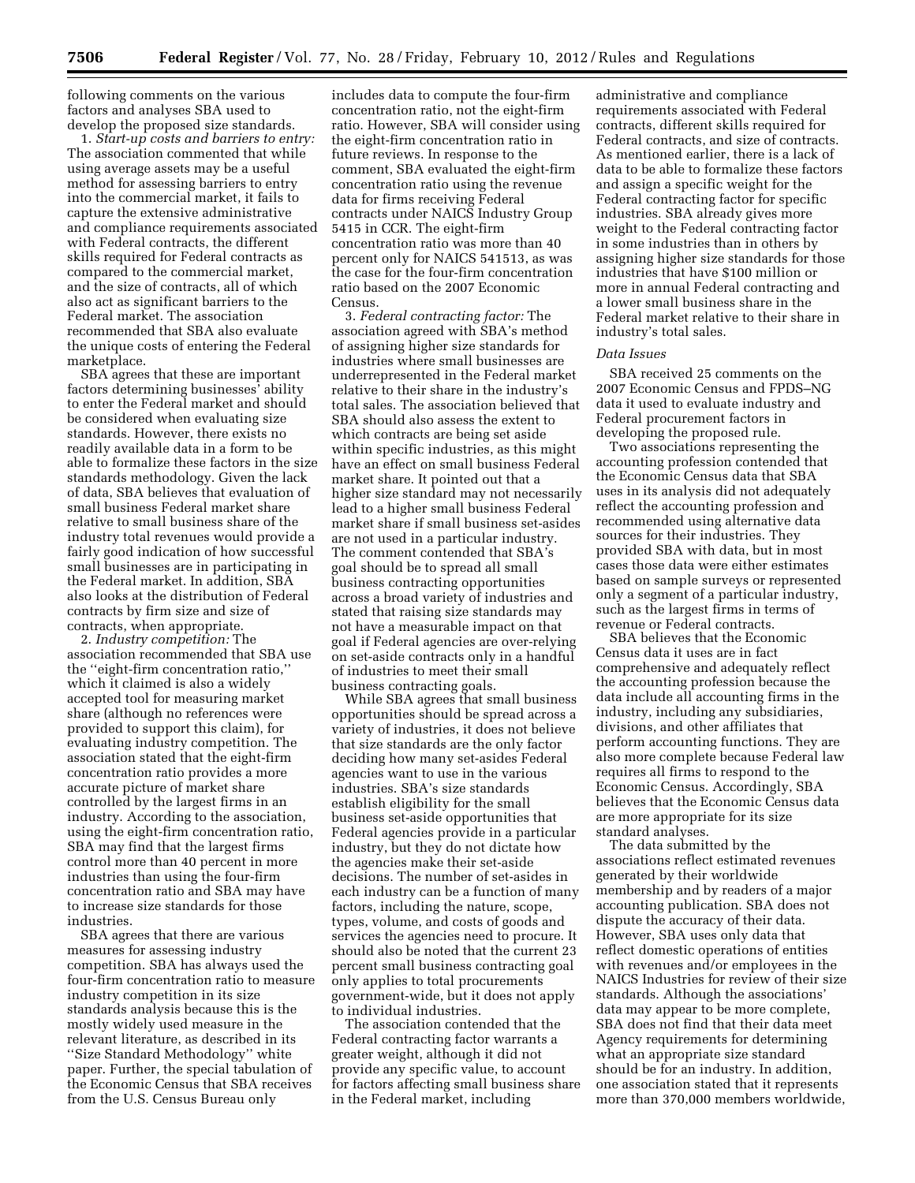following comments on the various factors and analyses SBA used to develop the proposed size standards.

1. *Start-up costs and barriers to entry:* The association commented that while using average assets may be a useful method for assessing barriers to entry into the commercial market, it fails to capture the extensive administrative and compliance requirements associated with Federal contracts, the different skills required for Federal contracts as compared to the commercial market, and the size of contracts, all of which also act as significant barriers to the Federal market. The association recommended that SBA also evaluate the unique costs of entering the Federal marketplace.

SBA agrees that these are important factors determining businesses' ability to enter the Federal market and should be considered when evaluating size standards. However, there exists no readily available data in a form to be able to formalize these factors in the size standards methodology. Given the lack of data, SBA believes that evaluation of small business Federal market share relative to small business share of the industry total revenues would provide a fairly good indication of how successful small businesses are in participating in the Federal market. In addition, SBA also looks at the distribution of Federal contracts by firm size and size of contracts, when appropriate.

2. *Industry competition:* The association recommended that SBA use the "eight-firm concentration ratio," which it claimed is also a widely accepted tool for measuring market share (although no references were provided to support this claim), for evaluating industry competition. The association stated that the eight-firm concentration ratio provides a more accurate picture of market share controlled by the largest firms in an industry. According to the association, using the eight-firm concentration ratio, SBA may find that the largest firms control more than 40 percent in more industries than using the four-firm concentration ratio and SBA may have to increase size standards for those industries.

SBA agrees that there are various measures for assessing industry competition. SBA has always used the four-firm concentration ratio to measure industry competition in its size standards analysis because this is the mostly widely used measure in the relevant literature, as described in its "Size Standard Methodology" white paper. Further, the special tabulation of the Economic Census that SBA receives from the U.S. Census Bureau only includes data to compute the four-firm concentration ratio, not the eight-firm ratio. However, SBA will consider using the eight-firm concentration ratio in future reviews. In response to the comment, SBA evaluated the eight-firm concentration ratio using the revenue data for firms receiving Federal contracts under NAICS Industry Group 5415 in CCR. The eight-firm concentration ratio was more than 40 percent only for NAICS 541513, as was the case for the four-firm concentration ratio based on the 2007 Economic Census.

3. *Federal contracting factor:* The association agreed with SBA's method of assigning higher size standards for industries where small businesses are underrepresented in the Federal market relative to their share in the industry's total sales. The association believed that SBA should also assess the extent to which contracts are being set aside within specific industries, as this might have an effect on small business Federal market share. It pointed out that a higher size standard may not necessarily lead to a higher small business Federal market share if small business set-asides are not used in a particular industry. The comment contended that SBA's goal should be to spread all small business contracting opportunities across a broad variety of industries and stated that raising size standards may not have a measurable impact on that goal if Federal agencies are over-relying on set-aside contracts only in a handful of industries to meet their small business contracting goals.

While SBA agrees that small business opportunities should be spread across a variety of industries, it does not believe that size standards are the only factor deciding how many set-asides Federal agencies want to use in the various industries. SBA's size standards establish eligibility for the small business set-aside opportunities that Federal agencies provide in a particular industry, but they do not dictate how the agencies make their set-aside decisions. The number of set-asides in each industry can be a function of many factors, including the nature, scope, types, volume, and costs of goods and services the agencies need to procure. It should also be noted that the current 23 percent small business contracting goal only applies to total procurements government-wide, but it does not apply to individual industries.

The association contended that the Federal contracting factor warrants a greater weight, although it did not provide any specific value, to account for factors affecting small business share in the Federal market, including administrative and compliance requirements associated with Federal contracts, different skills required for Federal contracts, and size of contracts. As mentioned earlier, there is a lack of data to be able to formalize these factors and assign a specific weight for the Federal contracting factor for specific industries. SBA already gives more weight to the Federal contracting factor in some industries than in others by assigning higher size standards for those industries that have $100 million or more in annual Federal contracting and a lower small business share in the Federal market relative to their share in industry's total sales.

*Data Issues*

SBA received 25 comments on the 2007 Economic Census and FPDS–NG data it used to evaluate industry and Federal procurement factors in developing the proposed rule.

Two associations representing the accounting profession contended that the Economic Census data that SBA uses in its analysis did not adequately reflect the accounting profession and recommended using alternative data sources for their industries. They provided SBA with data, but in most cases those data were either estimates based on sample surveys or represented only a segment of a particular industry, such as the largest firms in terms of revenue or Federal contracts.

SBA believes that the Economic Census data it uses are in fact comprehensive and adequately reflect the accounting profession because the data include all accounting firms in the industry, including any subsidiaries, divisions, and other affiliates that perform accounting functions. They are also more complete because Federal law requires all firms to respond to the Economic Census. Accordingly, SBA believes that the Economic Census data are more appropriate for its size standard analyses.

The data submitted by the associations reflect estimated revenues generated by their worldwide membership and by readers of a major accounting publication. SBA does not dispute the accuracy of their data. However, SBA uses only data that reflect domestic operations of entities with revenues and/or employees in the NAICS Industries for review of their size standards. Although the associations' data may appear to be more complete, SBA does not find that their data meet Agency requirements for determining what an appropriate size standard should be for an industry. In addition, one association stated that it represents more than 370,000 members worldwide,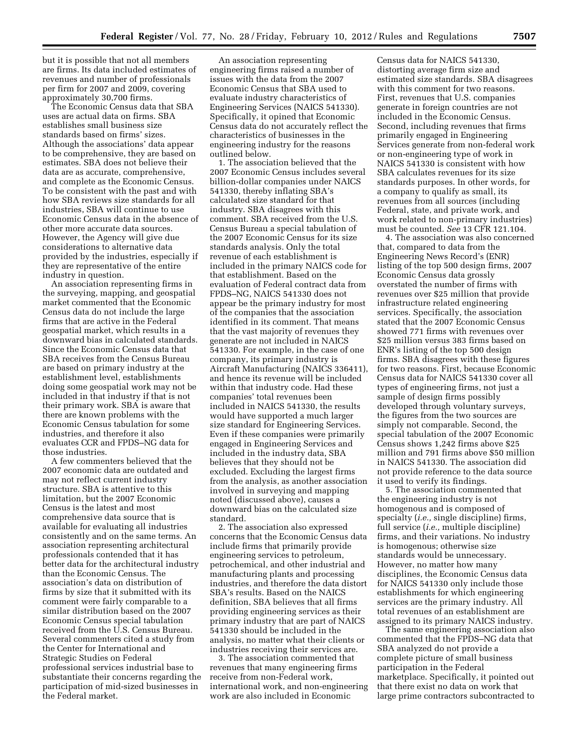but it is possible that not all members are firms. Its data included estimates of revenues and number of professionals per firm for 2007 and 2009, covering approximately 30,700 firms.

The Economic Census data that SBA uses are actual data on firms. SBA establishes small business size standards based on firms' sizes. Although the associations' data appear to be comprehensive, they are based on estimates. SBA does not believe their data are as accurate, comprehensive, and complete as the Economic Census. To be consistent with the past and with how SBA reviews size standards for all industries, SBA will continue to use Economic Census data in the absence of other more accurate data sources. However, the Agency will give due considerations to alternative data provided by the industries, especially if they are representative of the entire industry in question.

An association representing firms in the surveying, mapping, and geospatial market commented that the Economic Census data do not include the large firms that are active in the Federal geospatial market, which results in a downward bias in calculated standards. Since the Economic Census data that SBA receives from the Census Bureau are based on primary industry at the establishment level, establishments doing some geospatial work may not be included in that industry if that is not their primary work. SBA is aware that there are known problems with the Economic Census tabulation for some industries, and therefore it also evaluates CCR and FPDS–NG data for those industries.

A few commenters believed that the 2007 economic data are outdated and may not reflect current industry structure. SBA is attentive to this limitation, but the 2007 Economic Census is the latest and most comprehensive data source that is available for evaluating all industries consistently and on the same terms. An association representing architectural professionals contended that it has better data for the architectural industry than the Economic Census. The association's data on distribution of firms by size that it submitted with its comment were fairly comparable to a similar distribution based on the 2007 Economic Census special tabulation received from the U.S. Census Bureau. Several commenters cited a study from the Center for International and Strategic Studies on Federal professional services industrial base to substantiate their concerns regarding the participation of mid-sized businesses in the Federal market.

An association representing engineering firms raised a number of issues with the data from the 2007 Economic Census that SBA used to evaluate industry characteristics of Engineering Services (NAICS 541330). Specifically, it opined that Economic Census data do not accurately reflect the characteristics of businesses in the engineering industry for the reasons outlined below.

1. The association believed that the 2007 Economic Census includes several billion-dollar companies under NAICS 541330, thereby inflating SBA's calculated size standard for that industry. SBA disagrees with this comment. SBA received from the U.S. Census Bureau a special tabulation of the 2007 Economic Census for its size standards analysis. Only the total revenue of each establishment is included in the primary NAICS code for that establishment. Based on the evaluation of Federal contract data from FPDS–NG, NAICS 541330 does not appear be the primary industry for most of the companies that the association identified in its comment. That means that the vast majority of revenues they generate are not included in NAICS 541330. For example, in the case of one company, its primary industry is Aircraft Manufacturing (NAICS 336411), and hence its revenue will be included within that industry code. Had these companies' total revenues been included in NAICS 541330, the results would have supported a much larger size standard for Engineering Services. Even if these companies were primarily engaged in Engineering Services and included in the industry data, SBA believes that they should not be excluded. Excluding the largest firms from the analysis, as another association involved in surveying and mapping noted (discussed above), causes a downward bias on the calculated size standard.

2. The association also expressed concerns that the Economic Census data include firms that primarily provide engineering services to petroleum, petrochemical, and other industrial and manufacturing plants and processing industries, and therefore the data distort SBA's results. Based on the NAICS definition, SBA believes that all firms providing engineering services as their primary industry that are part of NAICS 541330 should be included in the analysis, no matter what their clients or industries receiving their services are.

3. The association commented that revenues that many engineering firms receive from non-Federal work, international work, and non-engineering work are also included in Economic Census data for NAICS 541330, distorting average firm size and estimated size standards. SBA disagrees with this comment for two reasons. First, revenues that U.S. companies generate in foreign countries are not included in the Economic Census. Second, including revenues that firms primarily engaged in Engineering Services generate from non-federal work or non-engineering type of work in NAICS 541330 is consistent with how SBA calculates revenues for its size standards purposes. In other words, for a company to qualify as small, its revenues from all sources (including Federal, state, and private work, and work related to non-primary industries) must be counted. *See* 13 CFR 121.104.

4. The association was also concerned that, compared to data from the Engineering News Record's (ENR) listing of the top 500 design firms, 2007 Economic Census data grossly overstated the number of firms with revenues over $25 million that provide infrastructure related engineering services. Specifically, the association stated that the 2007 Economic Census showed 771 firms with revenues over $25 million versus 383 firms based on ENR's listing of the top 500 design firms. SBA disagrees with these figures for two reasons. First, because Economic Census data for NAICS 541330 cover all types of engineering firms, not just a sample of design firms possibly developed through voluntary surveys, the figures from the two sources are simply not comparable. Second, the special tabulation of the 2007 Economic Census shows 1,242 firms above $25 million and 791 firms above $50 million in NAICS 541330. The association did not provide reference to the data source it used to verify its findings.

5. The association commented that the engineering industry is not homogenous and is composed of specialty (*i.e.,* single discipline) firms, full service (*i.e.,* multiple discipline) firms, and their variations. No industry is homogenous; otherwise size standards would be unnecessary. However, no matter how many disciplines, the Economic Census data for NAICS 541330 only include those establishments for which engineering services are the primary industry. All total revenues of an establishment are assigned to its primary NAICS industry.

The same engineering association also commented that the FPDS–NG data that SBA analyzed do not provide a complete picture of small business participation in the Federal marketplace. Specifically, it pointed out that there exist no data on work that large prime contractors subcontracted to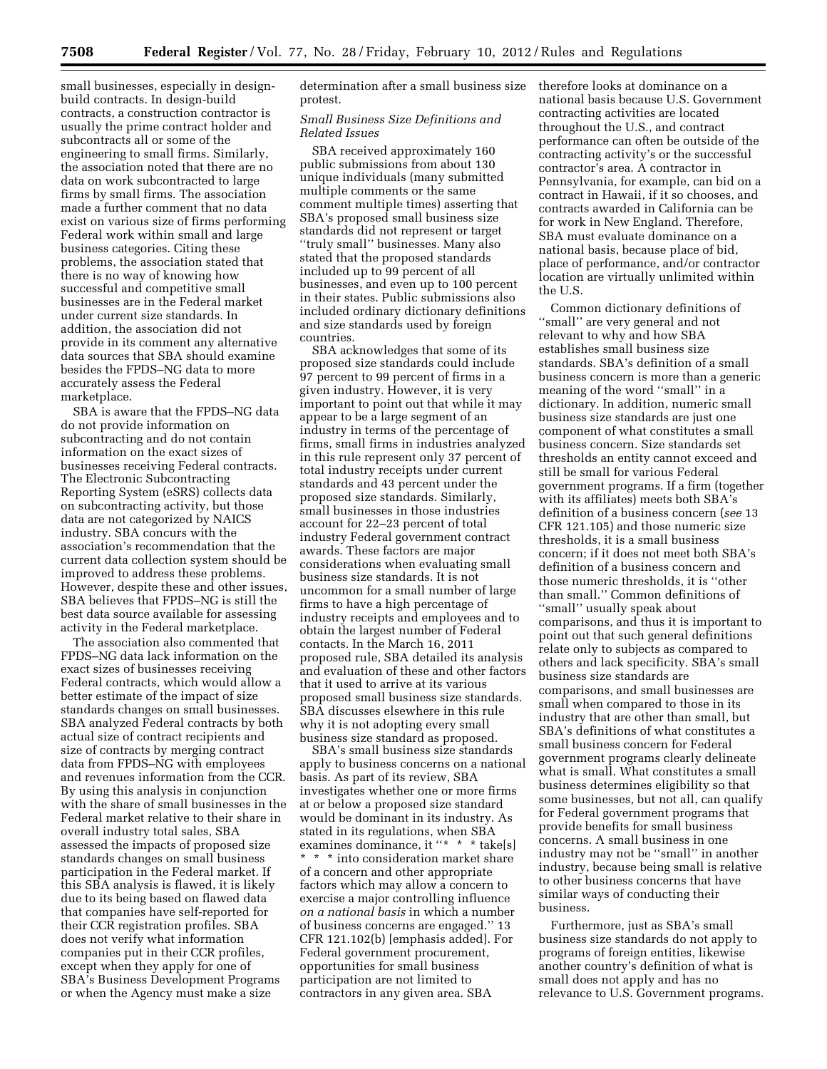small businesses, especially in design-build contracts. In design-build contracts, a construction contractor is usually the prime contract holder and subcontracts all or some of the engineering to small firms. Similarly, the association noted that there are no data on work subcontracted to large firms by small firms. The association made a further comment that no data exist on various size of firms performing Federal work within small and large business categories. Citing these problems, the association stated that there is no way of knowing how successful and competitive small businesses are in the Federal market under current size standards. In addition, the association did not provide in its comment any alternative data sources that SBA should examine besides the FPDS–NG data to more accurately assess the Federal marketplace.

SBA is aware that the FPDS–NG data do not provide information on subcontracting and do not contain information on the exact sizes of businesses receiving Federal contracts. The Electronic Subcontracting Reporting System (eSRS) collects data on subcontracting activity, but those data are not categorized by NAICS industry. SBA concurs with the association's recommendation that the current data collection system should be improved to address these problems. However, despite these and other issues, SBA believes that FPDS–NG is still the best data source available for assessing activity in the Federal marketplace.

The association also commented that FPDS–NG data lack information on the exact sizes of businesses receiving Federal contracts, which would allow a better estimate of the impact of size standards changes on small businesses. SBA analyzed Federal contracts by both actual size of contract recipients and size of contracts by merging contract data from FPDS–NG with employees and revenues information from the CCR. By using this analysis in conjunction with the share of small businesses in the Federal market relative to their share in overall industry total sales, SBA assessed the impacts of proposed size standards changes on small business participation in the Federal market. If this SBA analysis is flawed, it is likely due to its being based on flawed data that companies have self-reported for their CCR registration profiles. SBA does not verify what information companies put in their CCR profiles, except when they apply for one of SBA's Business Development Programs or when the Agency must make a size determination after a small business size protest.

*Small Business Size Definitions and Related Issues*

SBA received approximately 160 public submissions from about 130 unique individuals (many submitted multiple comments or the same comment multiple times) asserting that SBA's proposed small business size standards did not represent or target ''truly small'' businesses. Many also stated that the proposed standards included up to 99 percent of all businesses, and even up to 100 percent in their states. Public submissions also included ordinary dictionary definitions and size standards used by foreign countries.

SBA acknowledges that some of its proposed size standards could include 97 percent to 99 percent of firms in a given industry. However, it is very important to point out that while it may appear to be a large segment of an industry in terms of the percentage of firms, small firms in industries analyzed in this rule represent only 37 percent of total industry receipts under current standards and 43 percent under the proposed size standards. Similarly, small businesses in those industries account for 22–23 percent of total industry Federal government contract awards. These factors are major considerations when evaluating small business size standards. It is not uncommon for a small number of large firms to have a high percentage of industry receipts and employees and to obtain the largest number of Federal contacts. In the March 16, 2011 proposed rule, SBA detailed its analysis and evaluation of these and other factors that it used to arrive at its various proposed small business size standards. SBA discusses elsewhere in this rule why it is not adopting every small business size standard as proposed.

SBA's small business size standards apply to business concerns on a national basis. As part of its review, SBA investigates whether one or more firms at or below a proposed size standard would be dominant in its industry. As stated in its regulations, when SBA examines dominance, it ''* * * take[s] * * * into consideration market share of a concern and other appropriate factors which may allow a concern to exercise a major controlling influence *on a national basis* in which a number of business concerns are engaged.'' 13 CFR 121.102(b) [emphasis added]. For Federal government procurement, opportunities for small business participation are not limited to contractors in any given area. SBA therefore looks at dominance on a national basis because U.S. Government contracting activities are located throughout the U.S., and contract performance can often be outside of the contracting activity's or the successful contractor's area. A contractor in Pennsylvania, for example, can bid on a contract in Hawaii, if it so chooses, and contracts awarded in California can be for work in New England. Therefore, SBA must evaluate dominance on a national basis, because place of bid, place of performance, and/or contractor location are virtually unlimited within the U.S.

Common dictionary definitions of ''small'' are very general and not relevant to why and how SBA establishes small business size standards. SBA's definition of a small business concern is more than a generic meaning of the word ''small'' in a dictionary. In addition, numeric small business size standards are just one component of what constitutes a small business concern. Size standards set thresholds an entity cannot exceed and still be small for various Federal government programs. If a firm (together with its affiliates) meets both SBA's definition of a business concern (*see* 13 CFR 121.105) and those numeric size thresholds, it is a small business concern; if it does not meet both SBA's definition of a business concern and those numeric thresholds, it is ''other than small.'' Common definitions of ''small'' usually speak about comparisons, and thus it is important to point out that such general definitions relate only to subjects as compared to others and lack specificity. SBA's small business size standards are comparisons, and small businesses are small when compared to those in its industry that are other than small, but SBA's definitions of what constitutes a small business concern for Federal government programs clearly delineate what is small. What constitutes a small business determines eligibility so that some businesses, but not all, can qualify for Federal government programs that provide benefits for small business concerns. A small business in one industry may not be ''small'' in another industry, because being small is relative to other business concerns that have similar ways of conducting their business.

Furthermore, just as SBA's small business size standards do not apply to programs of foreign entities, likewise another country's definition of what is small does not apply and has no relevance to U.S. Government programs.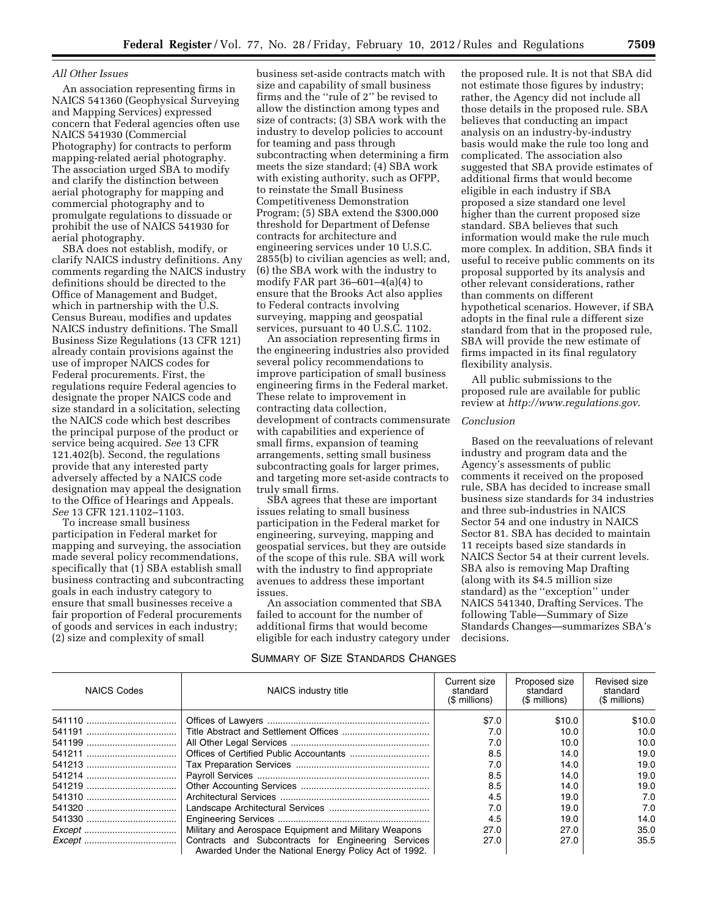*All Other Issues*

An association representing firms in NAICS 541360 (Geophysical Surveying and Mapping Services) expressed concern that Federal agencies often use NAICS 541930 (Commercial Photography) for contracts to perform mapping-related aerial photography. The association urged SBA to modify and clarify the distinction between aerial photography for mapping and commercial photography and to promulgate regulations to dissuade or prohibit the use of NAICS 541930 for aerial photography.

SBA does not establish, modify, or clarify NAICS industry definitions. Any comments regarding the NAICS industry definitions should be directed to the Office of Management and Budget, which in partnership with the U.S. Census Bureau, modifies and updates NAICS industry definitions. The Small Business Size Regulations (13 CFR 121) already contain provisions against the use of improper NAICS codes for Federal procurements. First, the regulations require Federal agencies to designate the proper NAICS code and size standard in a solicitation, selecting the NAICS code which best describes the principal purpose of the product or service being acquired. *See* 13 CFR 121.402(b). Second, the regulations provide that any interested party adversely affected by a NAICS code designation may appeal the designation to the Office of Hearings and Appeals. *See* 13 CFR 121.1102–1103.

To increase small business participation in Federal market for mapping and surveying, the association made several policy recommendations, specifically that (1) SBA establish small business contracting and subcontracting goals in each industry category to ensure that small businesses receive a fair proportion of Federal procurements of goods and services in each industry; (2) size and complexity of small business set-aside contracts match with size and capability of small business firms and the ''rule of 2'' be revised to allow the distinction among types and size of contracts; (3) SBA work with the industry to develop policies to account for teaming and pass through subcontracting when determining a firm meets the size standard; (4) SBA work with existing authority, such as OFPP, to reinstate the Small Business Competitiveness Demonstration Program; (5) SBA extend the $300,000 threshold for Department of Defense contracts for architecture and engineering services under 10 U.S.C. 2855(b) to civilian agencies as well; and, (6) the SBA work with the industry to modify FAR part 36–601–4(a)(4) to ensure that the Brooks Act also applies to Federal contracts involving surveying, mapping and geospatial services, pursuant to 40 U.S.C. 1102.

An association representing firms in the engineering industries also provided several policy recommendations to improve participation of small business engineering firms in the Federal market. These relate to improvement in contracting data collection, development of contracts commensurate with capabilities and experience of small firms, expansion of teaming arrangements, setting small business subcontracting goals for larger primes, and targeting more set-aside contracts to truly small firms.

SBA agrees that these are important issues relating to small business participation in the Federal market for engineering, surveying, mapping and geospatial services, but they are outside of the scope of this rule. SBA will work with the industry to find appropriate avenues to address these important issues.

An association commented that SBA failed to account for the number of additional firms that would become eligible for each industry category under the proposed rule. It is not that SBA did not estimate those figures by industry; rather, the Agency did not include all those details in the proposed rule. SBA believes that conducting an impact analysis on an industry-by-industry basis would make the rule too long and complicated. The association also suggested that SBA provide estimates of additional firms that would become eligible in each industry if SBA proposed a size standard one level higher than the current proposed size standard. SBA believes that such information would make the rule much more complex. In addition, SBA finds it useful to receive public comments on its proposal supported by its analysis and other relevant considerations, rather than comments on different hypothetical scenarios. However, if SBA adopts in the final rule a different size standard from that in the proposed rule, SBA will provide the new estimate of firms impacted in its final regulatory flexibility analysis.

All public submissions to the proposed rule are available for public review at *http://www.regulations.gov*.

*Conclusion*

Based on the reevaluations of relevant industry and program data and the Agency's assessments of public comments it received on the proposed rule, SBA has decided to increase small business size standards for 34 industries and three sub-industries in NAICS Sector 54 and one industry in NAICS Sector 81. SBA has decided to maintain 11 receipts based size standards in NAICS Sector 54 at their current levels. SBA also is removing Map Drafting (along with its $4.5 million size standard) as the ''exception'' under NAICS 541340, Drafting Services. The following Table—Summary of Size Standards Changes—summarizes SBA's decisions.

SUMMARY OF SIZE STANDARDS CHANGES

| NAICS Codes | NAICS industry title | Current size standard ($ millions) | Proposed size standard ($ millions) | Revised size standard ($ millions) |
|---|---|---|---|---|
| 541110 | Offices of Lawyers | $7.0 | $10.0 | $10.0 |
| 541191 | Title Abstract and Settlement Offices | 7.0 | 10.0 | 10.0 |
| 541199 | All Other Legal Services | 7.0 | 10.0 | 10.0 |
| 541211 | Offices of Certified Public Accountants | 8.5 | 14.0 | 19.0 |
| 541213 | Tax Preparation Services | 7.0 | 14.0 | 19.0 |
| 541214 | Payroll Services | 8.5 | 14.0 | 19.0 |
| 541219 | Other Accounting Services | 8.5 | 14.0 | 19.0 |
| 541310 | Architectural Services | 4.5 | 19.0 | 7.0 |
| 541320 | Landscape Architectural Services | 7.0 | 19.0 | 7.0 |
| 541330 | Engineering Services | 4.5 | 19.0 | 14.0 |
| *Except* | Military and Aerospace Equipment and Military Weapons | 27.0 | 27.0 | 35.0 |
| *Except* | Contracts and Subcontracts for Engineering Services Awarded Under the National Energy Policy Act of 1992. | 27.0 | 27.0 | 35.5 |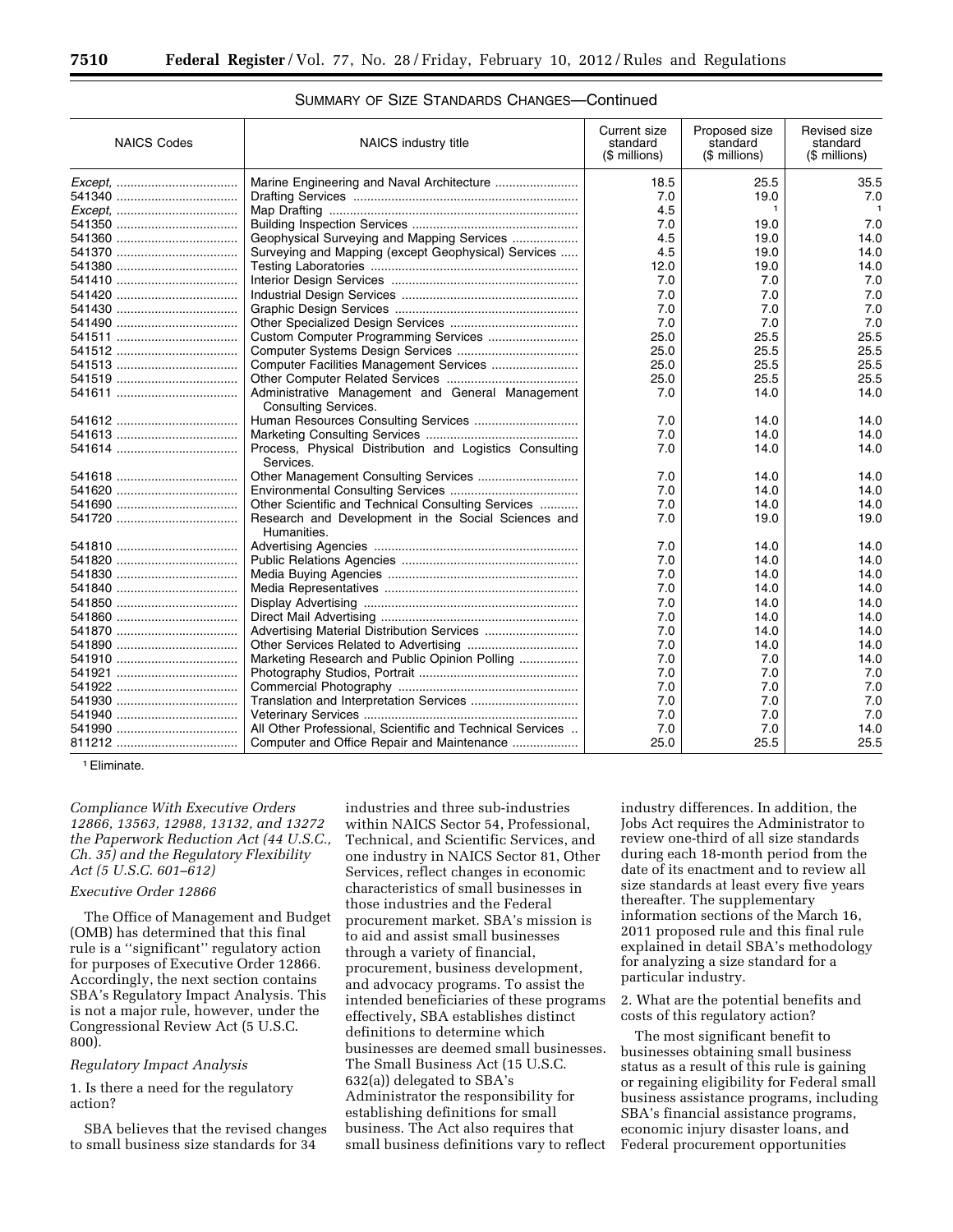SUMMARY OF SIZE STANDARDS CHANGES—Continued

| NAICS Codes | NAICS industry title | Current size standard ($ millions) | Proposed size standard ($ millions) | Revised size standard ($ millions) |
|---|---|---|---|---|
| *Except,* | Marine Engineering and Naval Architecture | 18.5 | 25.5 | 35.5 |
| 541340 | Drafting Services | 7.0 | 19.0 | 7.0 |
| *Except,* | Map Drafting | 4.5 | [1] | [1] |
| 541350 | Building Inspection Services | 7.0 | 19.0 | 7.0 |
| 541360 | Geophysical Surveying and Mapping Services | 4.5 | 19.0 | 14.0 |
| 541370 | Surveying and Mapping (except Geophysical) Services | 4.5 | 19.0 | 14.0 |
| 541380 | Testing Laboratories | 12.0 | 19.0 | 14.0 |
| 541410 | Interior Design Services | 7.0 | 7.0 | 7.0 |
| 541420 | Industrial Design Services | 7.0 | 7.0 | 7.0 |
| 541430 | Graphic Design Services | 7.0 | 7.0 | 7.0 |
| 541490 | Other Specialized Design Services | 7.0 | 7.0 | 7.0 |
| 541511 | Custom Computer Programming Services | 25.0 | 25.5 | 25.5 |
| 541512 | Computer Systems Design Services | 25.0 | 25.5 | 25.5 |
| 541513 | Computer Facilities Management Services | 25.0 | 25.5 | 25.5 |
| 541519 | Other Computer Related Services | 25.0 | 25.5 | 25.5 |
| 541611 | Administrative Management and General Management Consulting Services. | 7.0 | 14.0 | 14.0 |
| 541612 | Human Resources Consulting Services | 7.0 | 14.0 | 14.0 |
| 541613 | Marketing Consulting Services | 7.0 | 14.0 | 14.0 |
| 541614 | Process, Physical Distribution and Logistics Consulting Services. | 7.0 | 14.0 | 14.0 |
| 541618 | Other Management Consulting Services | 7.0 | 14.0 | 14.0 |
| 541620 | Environmental Consulting Services | 7.0 | 14.0 | 14.0 |
| 541690 | Other Scientific and Technical Consulting Services | 7.0 | 14.0 | 14.0 |
| 541720 | Research and Development in the Social Sciences and Humanities. | 7.0 | 19.0 | 19.0 |
| 541810 | Advertising Agencies | 7.0 | 14.0 | 14.0 |
| 541820 | Public Relations Agencies | 7.0 | 14.0 | 14.0 |
| 541830 | Media Buying Agencies | 7.0 | 14.0 | 14.0 |
| 541840 | Media Representatives | 7.0 | 14.0 | 14.0 |
| 541850 | Display Advertising | 7.0 | 14.0 | 14.0 |
| 541860 | Direct Mail Advertising | 7.0 | 14.0 | 14.0 |
| 541870 | Advertising Material Distribution Services | 7.0 | 14.0 | 14.0 |
| 541890 | Other Services Related to Advertising | 7.0 | 14.0 | 14.0 |
| 541910 | Marketing Research and Public Opinion Polling | 7.0 | 7.0 | 14.0 |
| 541921 | Photography Studios, Portrait | 7.0 | 7.0 | 7.0 |
| 541922 | Commercial Photography | 7.0 | 7.0 | 7.0 |
| 541930 | Translation and Interpretation Services | 7.0 | 7.0 | 7.0 |
| 541940 | Veterinary Services | 7.0 | 7.0 | 7.0 |
| 541990 | All Other Professional, Scientific and Technical Services | 7.0 | 7.0 | 14.0 |
| 811212 | Computer and Office Repair and Maintenance | 25.0 | 25.5 | 25.5 |

[1] Eliminate.

*Compliance With Executive Orders 12866, 13563, 12988, 13132, and 13272 the Paperwork Reduction Act (44 U.S.C., Ch. 35) and the Regulatory Flexibility Act (5 U.S.C. 601–612)*

*Executive Order 12866*

The Office of Management and Budget (OMB) has determined that this final rule is a ''significant'' regulatory action for purposes of Executive Order 12866. Accordingly, the next section contains SBA's Regulatory Impact Analysis. This is not a major rule, however, under the Congressional Review Act (5 U.S.C. 800).

*Regulatory Impact Analysis*

1. Is there a need for the regulatory action?

SBA believes that the revised changes to small business size standards for 34 industries and three sub-industries within NAICS Sector 54, Professional, Technical, and Scientific Services, and one industry in NAICS Sector 81, Other Services, reflect changes in economic characteristics of small businesses in those industries and the Federal procurement market. SBA's mission is to aid and assist small businesses through a variety of financial, procurement, business development, and advocacy programs. To assist the intended beneficiaries of these programs effectively, SBA establishes distinct definitions to determine which businesses are deemed small businesses. The Small Business Act (15 U.S.C. 632(a)) delegated to SBA's Administrator the responsibility for establishing definitions for small business. The Act also requires that small business definitions vary to reflect industry differences. In addition, the Jobs Act requires the Administrator to review one-third of all size standards during each 18-month period from the date of its enactment and to review all size standards at least every five years thereafter. The supplementary information sections of the March 16, 2011 proposed rule and this final rule explained in detail SBA's methodology for analyzing a size standard for a particular industry.

2. What are the potential benefits and costs of this regulatory action?

The most significant benefit to businesses obtaining small business status as a result of this rule is gaining or regaining eligibility for Federal small business assistance programs, including SBA's financial assistance programs, economic injury disaster loans, and Federal procurement opportunities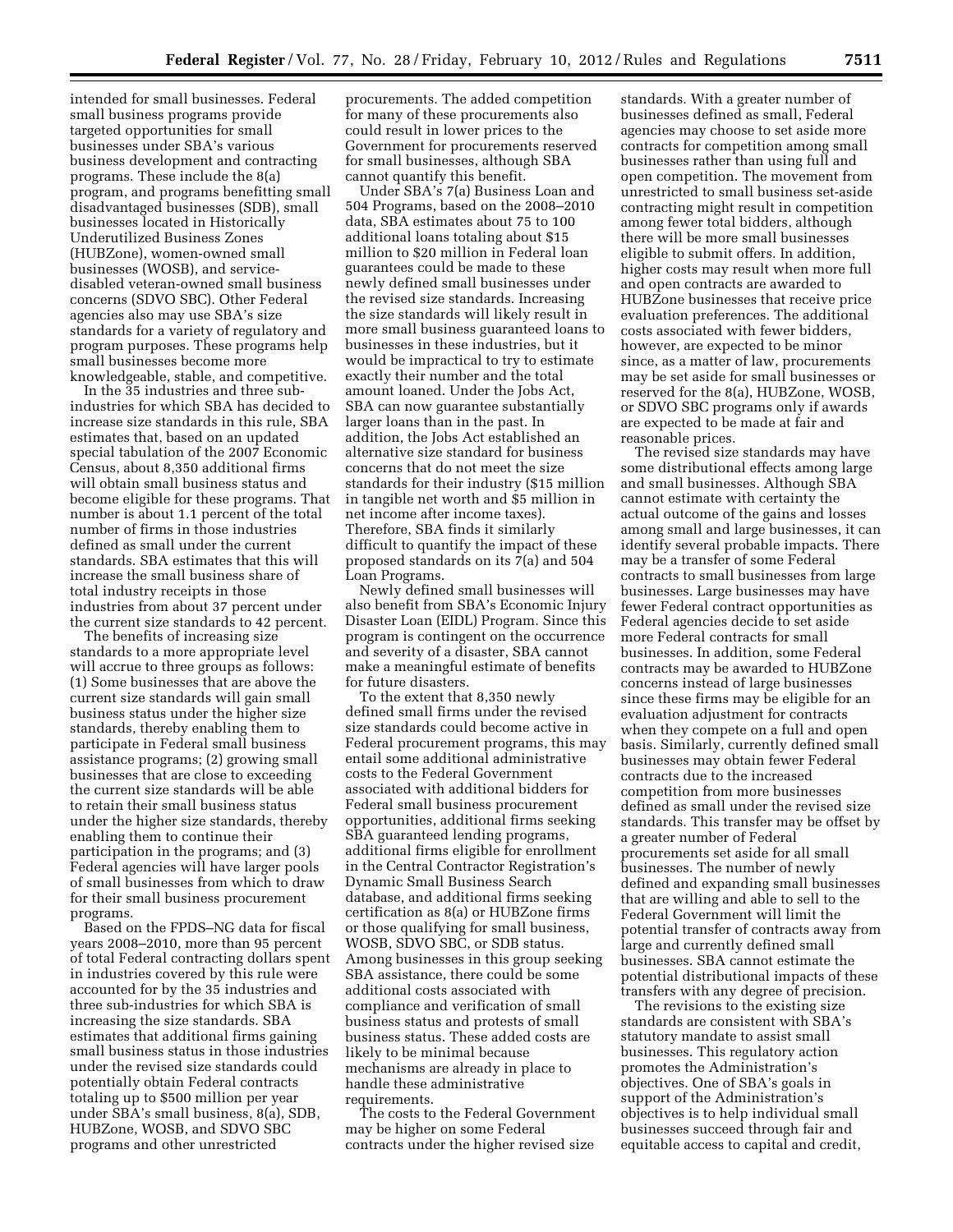intended for small businesses. Federal small business programs provide targeted opportunities for small businesses under SBA's various business development and contracting programs. These include the 8(a) program, and programs benefitting small disadvantaged businesses (SDB), small businesses located in Historically Underutilized Business Zones (HUBZone), women-owned small businesses (WOSB), and service-disabled veteran-owned small business concerns (SDVO SBC). Other Federal agencies also may use SBA's size standards for a variety of regulatory and program purposes. These programs help small businesses become more knowledgeable, stable, and competitive.

In the 35 industries and three sub-industries for which SBA has decided to increase size standards in this rule, SBA estimates that, based on an updated special tabulation of the 2007 Economic Census, about 8,350 additional firms will obtain small business status and become eligible for these programs. That number is about 1.1 percent of the total number of firms in those industries defined as small under the current standards. SBA estimates that this will increase the small business share of total industry receipts in those industries from about 37 percent under the current size standards to 42 percent.

The benefits of increasing size standards to a more appropriate level will accrue to three groups as follows: (1) Some businesses that are above the current size standards will gain small business status under the higher size standards, thereby enabling them to participate in Federal small business assistance programs; (2) growing small businesses that are close to exceeding the current size standards will be able to retain their small business status under the higher size standards, thereby enabling them to continue their participation in the programs; and (3) Federal agencies will have larger pools of small businesses from which to draw for their small business procurement programs.

Based on the FPDS–NG data for fiscal years 2008–2010, more than 95 percent of total Federal contracting dollars spent in industries covered by this rule were accounted for by the 35 industries and three sub-industries for which SBA is increasing the size standards. SBA estimates that additional firms gaining small business status in those industries under the revised size standards could potentially obtain Federal contracts totaling up to $500 million per year under SBA's small business, 8(a), SDB, HUBZone, WOSB, and SDVO SBC programs and other unrestricted procurements. The added competition for many of these procurements also could result in lower prices to the Government for procurements reserved for small businesses, although SBA cannot quantify this benefit.

Under SBA's 7(a) Business Loan and 504 Programs, based on the 2008–2010 data, SBA estimates about 75 to 100 additional loans totaling about $15 million to $20 million in Federal loan guarantees could be made to these newly defined small businesses under the revised size standards. Increasing the size standards will likely result in more small business guaranteed loans to businesses in these industries, but it would be impractical to try to estimate exactly their number and the total amount loaned. Under the Jobs Act, SBA can now guarantee substantially larger loans than in the past. In addition, the Jobs Act established an alternative size standard for business concerns that do not meet the size standards for their industry ($15 million in tangible net worth and $5 million in net income after income taxes). Therefore, SBA finds it similarly difficult to quantify the impact of these proposed standards on its 7(a) and 504 Loan Programs.

Newly defined small businesses will also benefit from SBA's Economic Injury Disaster Loan (EIDL) Program. Since this program is contingent on the occurrence and severity of a disaster, SBA cannot make a meaningful estimate of benefits for future disasters.

To the extent that 8,350 newly defined small firms under the revised size standards could become active in Federal procurement programs, this may entail some additional administrative costs to the Federal Government associated with additional bidders for Federal small business procurement opportunities, additional firms seeking SBA guaranteed lending programs, additional firms eligible for enrollment in the Central Contractor Registration's Dynamic Small Business Search database, and additional firms seeking certification as 8(a) or HUBZone firms or those qualifying for small business, WOSB, SDVO SBC, or SDB status. Among businesses in this group seeking SBA assistance, there could be some additional costs associated with compliance and verification of small business status and protests of small business status. These added costs are likely to be minimal because mechanisms are already in place to handle these administrative requirements.

The costs to the Federal Government may be higher on some Federal contracts under the higher revised size standards. With a greater number of businesses defined as small, Federal agencies may choose to set aside more contracts for competition among small businesses rather than using full and open competition. The movement from unrestricted to small business set-aside contracting might result in competition among fewer total bidders, although there will be more small businesses eligible to submit offers. In addition, higher costs may result when more full and open contracts are awarded to HUBZone businesses that receive price evaluation preferences. The additional costs associated with fewer bidders, however, are expected to be minor since, as a matter of law, procurements may be set aside for small businesses or reserved for the 8(a), HUBZone, WOSB, or SDVO SBC programs only if awards are expected to be made at fair and reasonable prices.

The revised size standards may have some distributional effects among large and small businesses. Although SBA cannot estimate with certainty the actual outcome of the gains and losses among small and large businesses, it can identify several probable impacts. There may be a transfer of some Federal contracts to small businesses from large businesses. Large businesses may have fewer Federal contract opportunities as Federal agencies decide to set aside more Federal contracts for small businesses. In addition, some Federal contracts may be awarded to HUBZone concerns instead of large businesses since these firms may be eligible for an evaluation adjustment for contracts when they compete on a full and open basis. Similarly, currently defined small businesses may obtain fewer Federal contracts due to the increased competition from more businesses defined as small under the revised size standards. This transfer may be offset by a greater number of Federal procurements set aside for all small businesses. The number of newly defined and expanding small businesses that are willing and able to sell to the Federal Government will limit the potential transfer of contracts away from large and currently defined small businesses. SBA cannot estimate the potential distributional impacts of these transfers with any degree of precision.

The revisions to the existing size standards are consistent with SBA's statutory mandate to assist small businesses. This regulatory action promotes the Administration's objectives. One of SBA's goals in support of the Administration's objectives is to help individual small businesses succeed through fair and equitable access to capital and credit,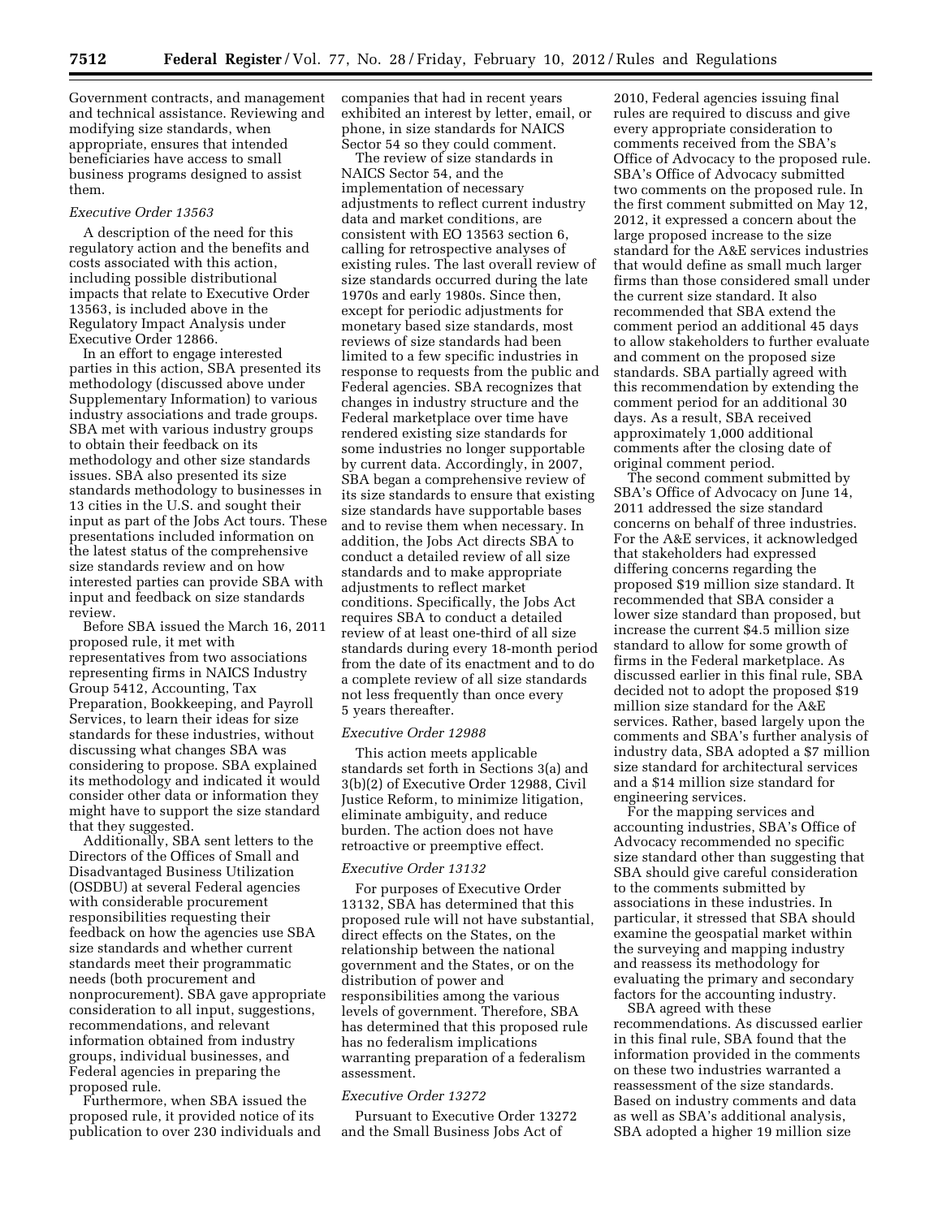Government contracts, and management and technical assistance. Reviewing and modifying size standards, when appropriate, ensures that intended beneficiaries have access to small business programs designed to assist them.

*Executive Order 13563*

A description of the need for this regulatory action and the benefits and costs associated with this action, including possible distributional impacts that relate to Executive Order 13563, is included above in the Regulatory Impact Analysis under Executive Order 12866.

In an effort to engage interested parties in this action, SBA presented its methodology (discussed above under Supplementary Information) to various industry associations and trade groups. SBA met with various industry groups to obtain their feedback on its methodology and other size standards issues. SBA also presented its size standards methodology to businesses in 13 cities in the U.S. and sought their input as part of the Jobs Act tours. These presentations included information on the latest status of the comprehensive size standards review and on how interested parties can provide SBA with input and feedback on size standards review.

Before SBA issued the March 16, 2011 proposed rule, it met with representatives from two associations representing firms in NAICS Industry Group 5412, Accounting, Tax Preparation, Bookkeeping, and Payroll Services, to learn their ideas for size standards for these industries, without discussing what changes SBA was considering to propose. SBA explained its methodology and indicated it would consider other data or information they might have to support the size standard that they suggested.

Additionally, SBA sent letters to the Directors of the Offices of Small and Disadvantaged Business Utilization (OSDBU) at several Federal agencies with considerable procurement responsibilities requesting their feedback on how the agencies use SBA size standards and whether current standards meet their programmatic needs (both procurement and nonprocurement). SBA gave appropriate consideration to all input, suggestions, recommendations, and relevant information obtained from industry groups, individual businesses, and Federal agencies in preparing the proposed rule.

Furthermore, when SBA issued the proposed rule, it provided notice of its publication to over 230 individuals and companies that had in recent years exhibited an interest by letter, email, or phone, in size standards for NAICS Sector 54 so they could comment.

The review of size standards in NAICS Sector 54, and the implementation of necessary adjustments to reflect current industry data and market conditions, are consistent with EO 13563 section 6, calling for retrospective analyses of existing rules. The last overall review of size standards occurred during the late 1970s and early 1980s. Since then, except for periodic adjustments for monetary based size standards, most reviews of size standards had been limited to a few specific industries in response to requests from the public and Federal agencies. SBA recognizes that changes in industry structure and the Federal marketplace over time have rendered existing size standards for some industries no longer supportable by current data. Accordingly, in 2007, SBA began a comprehensive review of its size standards to ensure that existing size standards have supportable bases and to revise them when necessary. In addition, the Jobs Act directs SBA to conduct a detailed review of all size standards and to make appropriate adjustments to reflect market conditions. Specifically, the Jobs Act requires SBA to conduct a detailed review of at least one-third of all size standards during every 18-month period from the date of its enactment and to do a complete review of all size standards not less frequently than once every 5 years thereafter.

*Executive Order 12988*

This action meets applicable standards set forth in Sections 3(a) and 3(b)(2) of Executive Order 12988, Civil Justice Reform, to minimize litigation, eliminate ambiguity, and reduce burden. The action does not have retroactive or preemptive effect.

*Executive Order 13132*

For purposes of Executive Order 13132, SBA has determined that this proposed rule will not have substantial, direct effects on the States, on the relationship between the national government and the States, or on the distribution of power and responsibilities among the various levels of government. Therefore, SBA has determined that this proposed rule has no federalism implications warranting preparation of a federalism assessment.

*Executive Order 13272*

Pursuant to Executive Order 13272 and the Small Business Jobs Act of 2010, Federal agencies issuing final rules are required to discuss and give every appropriate consideration to comments received from the SBA's Office of Advocacy to the proposed rule. SBA's Office of Advocacy submitted two comments on the proposed rule. In the first comment submitted on May 12, 2012, it expressed a concern about the large proposed increase to the size standard for the A&E services industries that would define as small much larger firms than those considered small under the current size standard. It also recommended that SBA extend the comment period an additional 45 days to allow stakeholders to further evaluate and comment on the proposed size standards. SBA partially agreed with this recommendation by extending the comment period for an additional 30 days. As a result, SBA received approximately 1,000 additional comments after the closing date of original comment period.

The second comment submitted by SBA's Office of Advocacy on June 14, 2011 addressed the size standard concerns on behalf of three industries. For the A&E services, it acknowledged that stakeholders had expressed differing concerns regarding the proposed $19 million size standard. It recommended that SBA consider a lower size standard than proposed, but increase the current $4.5 million size standard to allow for some growth of firms in the Federal marketplace. As discussed earlier in this final rule, SBA decided not to adopt the proposed $19 million size standard for the A&E services. Rather, based largely upon the comments and SBA's further analysis of industry data, SBA adopted a $7 million size standard for architectural services and a $14 million size standard for engineering services.

For the mapping services and accounting industries, SBA's Office of Advocacy recommended no specific size standard other than suggesting that SBA should give careful consideration to the comments submitted by associations in these industries. In particular, it stressed that SBA should examine the geospatial market within the surveying and mapping industry and reassess its methodology for evaluating the primary and secondary factors for the accounting industry.

SBA agreed with these recommendations. As discussed earlier in this final rule, SBA found that the information provided in the comments on these two industries warranted a reassessment of the size standards. Based on industry comments and data as well as SBA's additional analysis, SBA adopted a higher 19 million size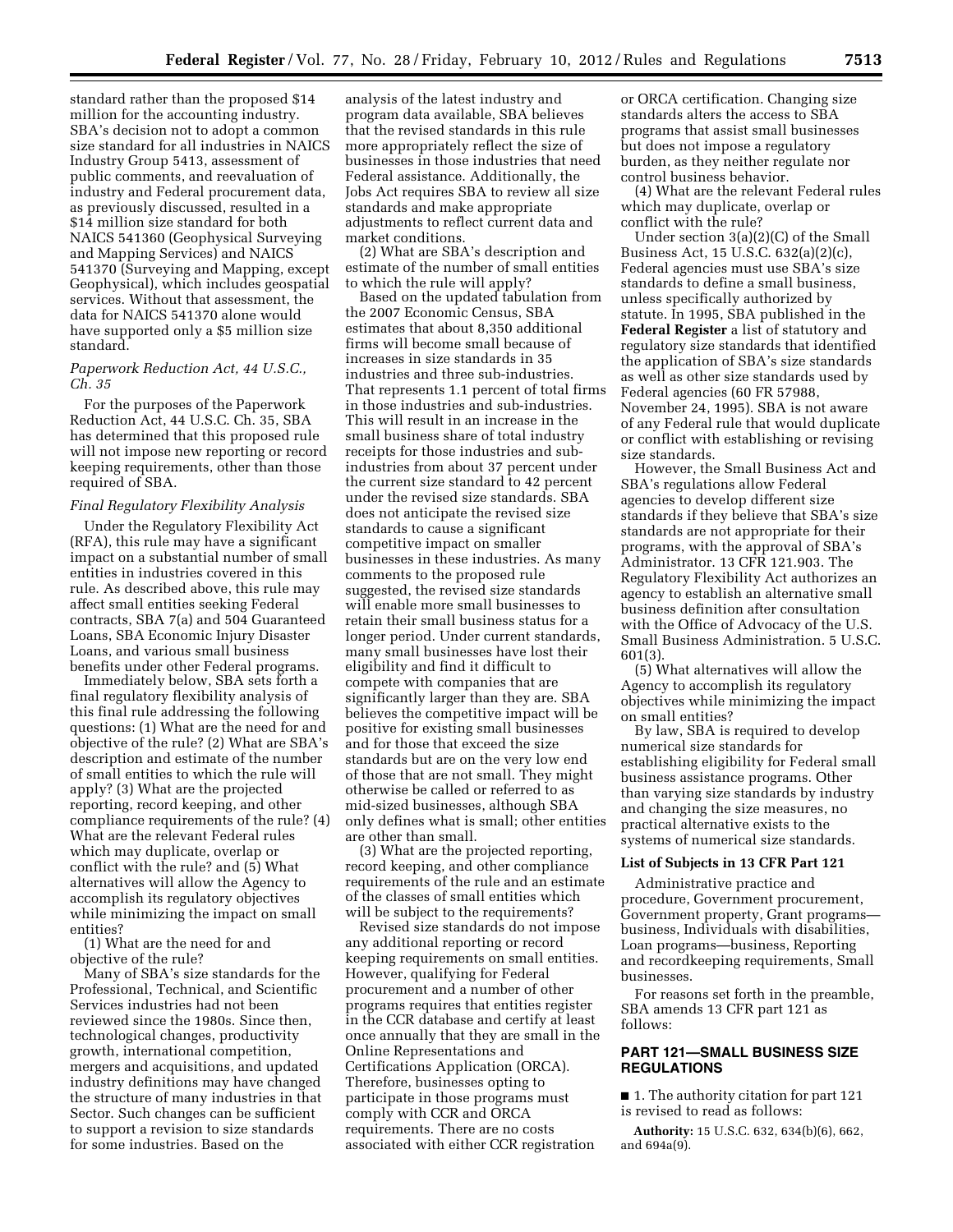standard rather than the proposed $14 million for the accounting industry. SBA's decision not to adopt a common size standard for all industries in NAICS Industry Group 5413, assessment of public comments, and reevaluation of industry and Federal procurement data, as previously discussed, resulted in a $14 million size standard for both NAICS 541360 (Geophysical Surveying and Mapping Services) and NAICS 541370 (Surveying and Mapping, except Geophysical), which includes geospatial services. Without that assessment, the data for NAICS 541370 alone would have supported only a $5 million size standard.

*Paperwork Reduction Act, 44 U.S.C., Ch. 35*

For the purposes of the Paperwork Reduction Act, 44 U.S.C. Ch. 35, SBA has determined that this proposed rule will not impose new reporting or record keeping requirements, other than those required of SBA.

*Final Regulatory Flexibility Analysis*

Under the Regulatory Flexibility Act (RFA), this rule may have a significant impact on a substantial number of small entities in industries covered in this rule. As described above, this rule may affect small entities seeking Federal contracts, SBA 7(a) and 504 Guaranteed Loans, SBA Economic Injury Disaster Loans, and various small business benefits under other Federal programs.

Immediately below, SBA sets forth a final regulatory flexibility analysis of this final rule addressing the following questions: (1) What are the need for and objective of the rule? (2) What are SBA's description and estimate of the number of small entities to which the rule will apply? (3) What are the projected reporting, record keeping, and other compliance requirements of the rule? (4) What are the relevant Federal rules which may duplicate, overlap or conflict with the rule? and (5) What alternatives will allow the Agency to accomplish its regulatory objectives while minimizing the impact on small entities?

(1) What are the need for and objective of the rule?

Many of SBA's size standards for the Professional, Technical, and Scientific Services industries had not been reviewed since the 1980s. Since then, technological changes, productivity growth, international competition, mergers and acquisitions, and updated industry definitions may have changed the structure of many industries in that Sector. Such changes can be sufficient to support a revision to size standards for some industries. Based on the analysis of the latest industry and program data available, SBA believes that the revised standards in this rule more appropriately reflect the size of businesses in those industries that need Federal assistance. Additionally, the Jobs Act requires SBA to review all size standards and make appropriate adjustments to reflect current data and market conditions.

(2) What are SBA's description and estimate of the number of small entities to which the rule will apply?

Based on the updated tabulation from the 2007 Economic Census, SBA estimates that about 8,350 additional firms will become small because of increases in size standards in 35 industries and three sub-industries. That represents 1.1 percent of total firms in those industries and sub-industries. This will result in an increase in the small business share of total industry receipts for those industries and sub-industries from about 37 percent under the current size standard to 42 percent under the revised size standards. SBA does not anticipate the revised size standards to cause a significant competitive impact on smaller businesses in these industries. As many comments to the proposed rule suggested, the revised size standards will enable more small businesses to retain their small business status for a longer period. Under current standards, many small businesses have lost their eligibility and find it difficult to compete with companies that are significantly larger than they are. SBA believes the competitive impact will be positive for existing small businesses and for those that exceed the size standards but are on the very low end of those that are not small. They might otherwise be called or referred to as mid-sized businesses, although SBA only defines what is small; other entities are other than small.

(3) What are the projected reporting, record keeping, and other compliance requirements of the rule and an estimate of the classes of small entities which will be subject to the requirements?

Revised size standards do not impose any additional reporting or record keeping requirements on small entities. However, qualifying for Federal procurement and a number of other programs requires that entities register in the CCR database and certify at least once annually that they are small in the Online Representations and Certifications Application (ORCA). Therefore, businesses opting to participate in those programs must comply with CCR and ORCA requirements. There are no costs associated with either CCR registration or ORCA certification. Changing size standards alters the access to SBA programs that assist small businesses but does not impose a regulatory burden, as they neither regulate nor control business behavior.

(4) What are the relevant Federal rules which may duplicate, overlap or conflict with the rule?

Under section 3(a)(2)(C) of the Small Business Act, 15 U.S.C. 632(a)(2)(c), Federal agencies must use SBA's size standards to define a small business, unless specifically authorized by statute. In 1995, SBA published in the **Federal Register** a list of statutory and regulatory size standards that identified the application of SBA's size standards as well as other size standards used by Federal agencies (60 FR 57988, November 24, 1995). SBA is not aware of any Federal rule that would duplicate or conflict with establishing or revising size standards.

However, the Small Business Act and SBA's regulations allow Federal agencies to develop different size standards if they believe that SBA's size standards are not appropriate for their programs, with the approval of SBA's Administrator. 13 CFR 121.903. The Regulatory Flexibility Act authorizes an agency to establish an alternative small business definition after consultation with the Office of Advocacy of the U.S. Small Business Administration. 5 U.S.C. 601(3).

(5) What alternatives will allow the Agency to accomplish its regulatory objectives while minimizing the impact on small entities?

By law, SBA is required to develop numerical size standards for establishing eligibility for Federal small business assistance programs. Other than varying size standards by industry and changing the size measures, no practical alternative exists to the systems of numerical size standards.

**List of Subjects in 13 CFR Part 121**

Administrative practice and procedure, Government procurement, Government property, Grant programs—business, Individuals with disabilities, Loan programs—business, Reporting and recordkeeping requirements, Small businesses.

For reasons set forth in the preamble, SBA amends 13 CFR part 121 as follows:

## PART 121—SMALL BUSINESS SIZE REGULATIONS

■ 1. The authority citation for part 121 is revised to read as follows:

**Authority:** 15 U.S.C. 632, 634(b)(6), 662, and 694a(9).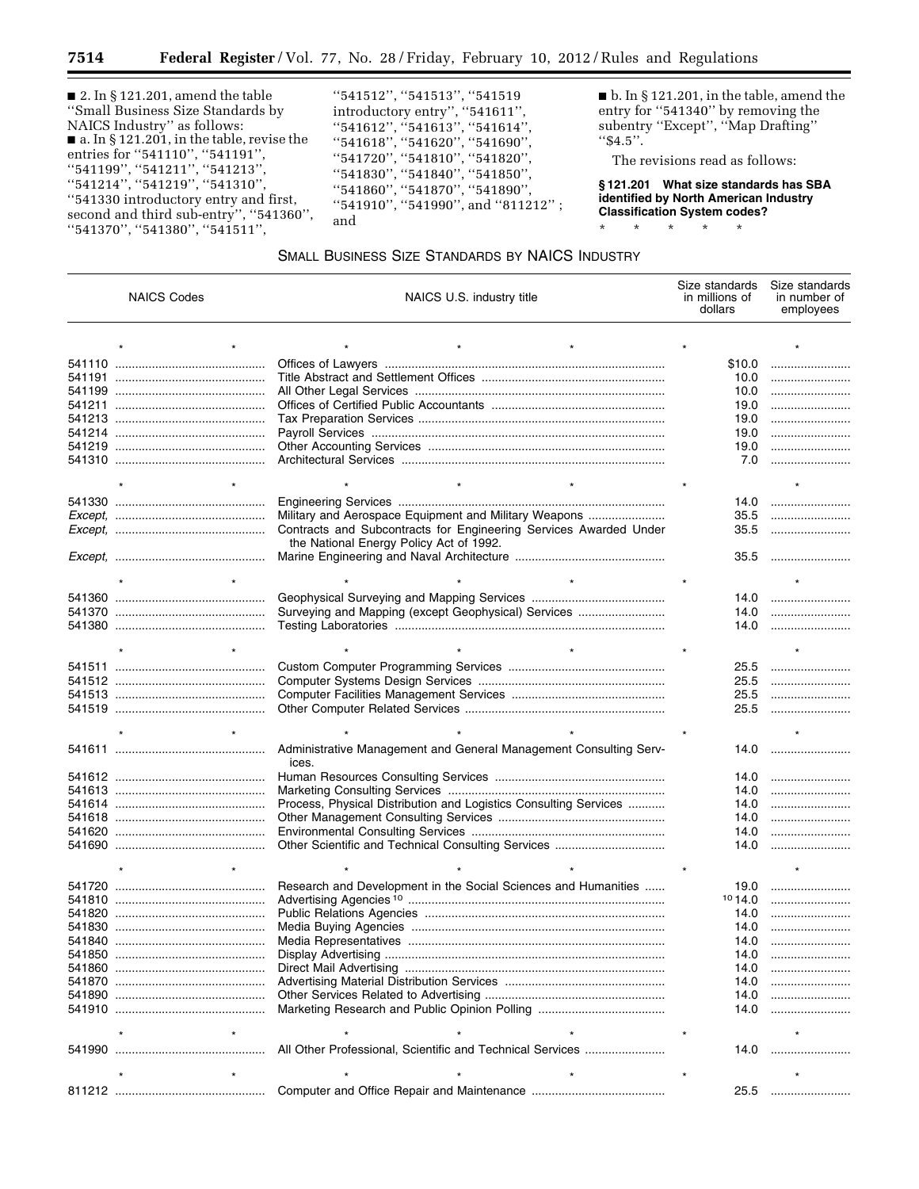■ 2. In § 121.201, amend the table "Small Business Size Standards by NAICS Industry" as follows:

■ a. In § 121.201, in the table, revise the entries for "541110", "541191", "541199", "541211", "541213", "541214", "541219", "541310", "541330 introductory entry and first, second and third sub-entry", "541360", "541370", "541380", "541511", "541512", "541513", "541519 introductory entry", "541611", "541612", "541613", "541614", "541618", "541620", "541690", "541720", "541810", "541820", "541830", "541840", "541850", "541860", "541870", "541890", "541910", "541990", and "811212"; and

■ b. In § 121.201, in the table, amend the entry for "541340" by removing the subentry "Except", "Map Drafting" "$4.5".

The revisions read as follows:

**§ 121.201 What size standards has SBA identified by North American Industry Classification System codes?**

\* \* \* \* \*

SMALL BUSINESS SIZE STANDARDS BY NAICS INDUSTRY

| NAICS Codes | NAICS U.S. industry title | Size standards in millions of dollars | Size standards in number of employees |
|---|---|---|---|
| * * | * * * | * | * |
| 541110 | Offices of Lawyers | $10.0 | |
| 541191 | Title Abstract and Settlement Offices | 10.0 | |
| 541199 | All Other Legal Services | 10.0 | |
| 541211 | Offices of Certified Public Accountants | 19.0 | |
| 541213 | Tax Preparation Services | 19.0 | |
| 541214 | Payroll Services | 19.0 | |
| 541219 | Other Accounting Services | 19.0 | |
| 541310 | Architectural Services | 7.0 | |
| * * | * * * | * | * |
| 541330 | Engineering Services | 14.0 | |
| *Except,* | Military and Aerospace Equipment and Military Weapons | 35.5 | |
| *Except,* | Contracts and Subcontracts for Engineering Services Awarded Under the National Energy Policy Act of 1992. | 35.5 | |
| *Except,* | Marine Engineering and Naval Architecture | 35.5 | |
| * * | * * * | * | * |
| 541360 | Geophysical Surveying and Mapping Services | 14.0 | |
| 541370 | Surveying and Mapping (except Geophysical) Services | 14.0 | |
| 541380 | Testing Laboratories | 14.0 | |
| * * | * * * | * | * |
| 541511 | Custom Computer Programming Services | 25.5 | |
| 541512 | Computer Systems Design Services | 25.5 | |
| 541513 | Computer Facilities Management Services | 25.5 | |
| 541519 | Other Computer Related Services | 25.5 | |
| * * | * * * | * | * |
| 541611 | Administrative Management and General Management Consulting Services. | 14.0 | |
| 541612 | Human Resources Consulting Services | 14.0 | |
| 541613 | Marketing Consulting Services | 14.0 | |
| 541614 | Process, Physical Distribution and Logistics Consulting Services | 14.0 | |
| 541618 | Other Management Consulting Services | 14.0 | |
| 541620 | Environmental Consulting Services | 14.0 | |
| 541690 | Other Scientific and Technical Consulting Services | 14.0 | |
| * * | * * * | * | * |
| 541720 | Research and Development in the Social Sciences and Humanities | 19.0 | |
| 541810 | Advertising Agencies [10] | [10] 14.0 | |
| 541820 | Public Relations Agencies | 14.0 | |
| 541830 | Media Buying Agencies | 14.0 | |
| 541840 | Media Representatives | 14.0 | |
| 541850 | Display Advertising | 14.0 | |
| 541860 | Direct Mail Advertising | 14.0 | |
| 541870 | Advertising Material Distribution Services | 14.0 | |
| 541890 | Other Services Related to Advertising | 14.0 | |
| 541910 | Marketing Research and Public Opinion Polling | 14.0 | |
| * * | * * * | * | * |
| 541990 | All Other Professional, Scientific and Technical Services | 14.0 | |
| * * | * * * | * | * |
| 811212 | Computer and Office Repair and Maintenance | 25.5 | |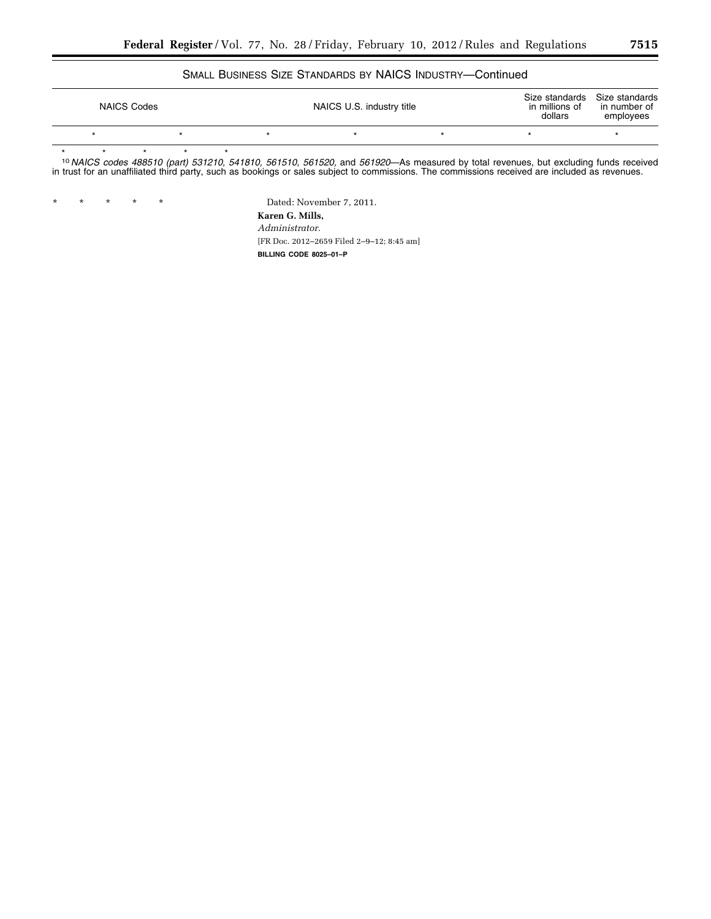SMALL BUSINESS SIZE STANDARDS BY NAICS INDUSTRY—Continued

| NAICS Codes | NAICS U.S. industry title | Size standards in millions of dollars | Size standards in number of employees |
|---|---|---|---|
| * * | * * * | * | * |

\* \* \* \* \*

[10] *NAICS codes 488510 (part) 531210, 541810, 561510, 561520,* and *561920*—As measured by total revenues, but excluding funds received in trust for an unaffiliated third party, such as bookings or sales subject to commissions. The commissions received are included as revenues.

\* \* \* \* \*

Dated: November 7, 2011.

**Karen G. Mills,**

*Administrator.*

[FR Doc. 2012–2659 Filed 2–9–12; 8:45 am]

**BILLING CODE 8025–01–P**